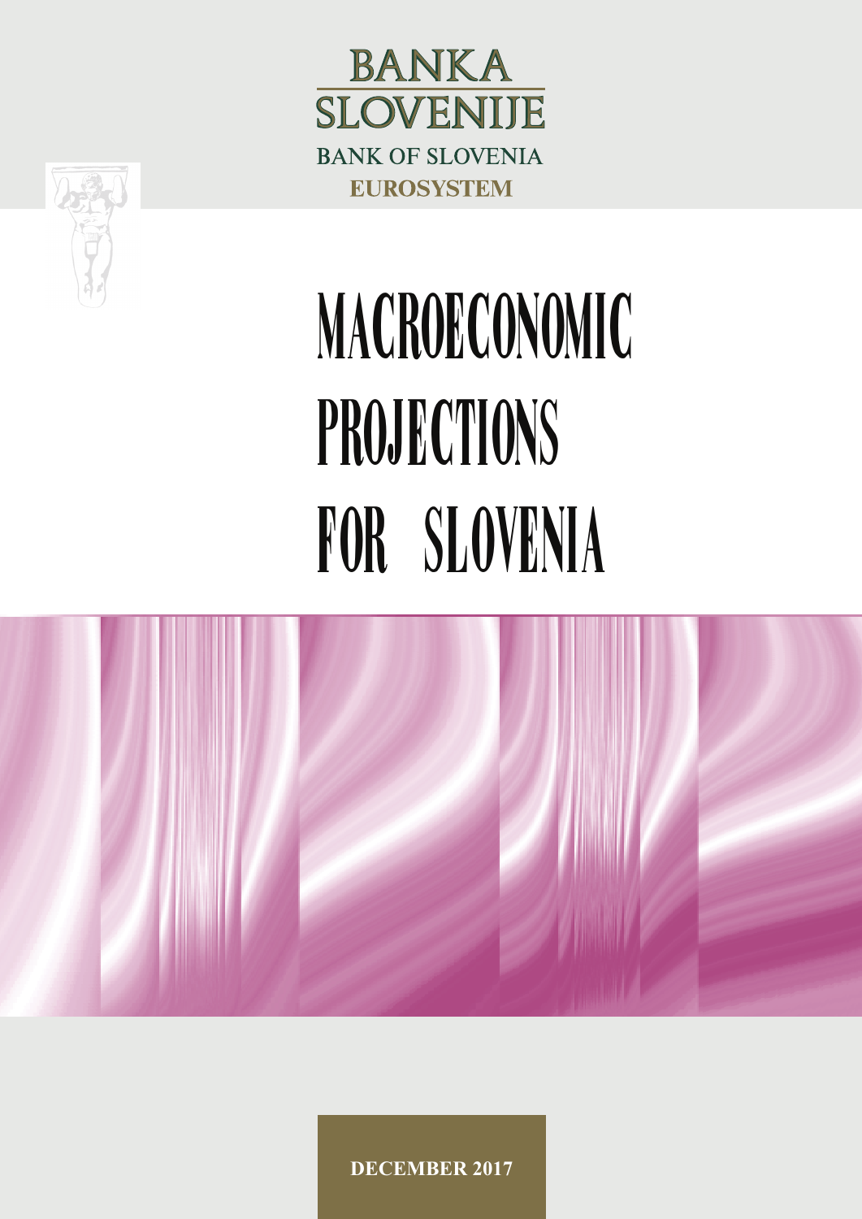BANKA
SLOVENIJE
BANK OF SLOVENIA
EUROSYSTEM

# MACROECONOMIC PROJECTIONS FOR SLOVENIA

DECEMBER 2017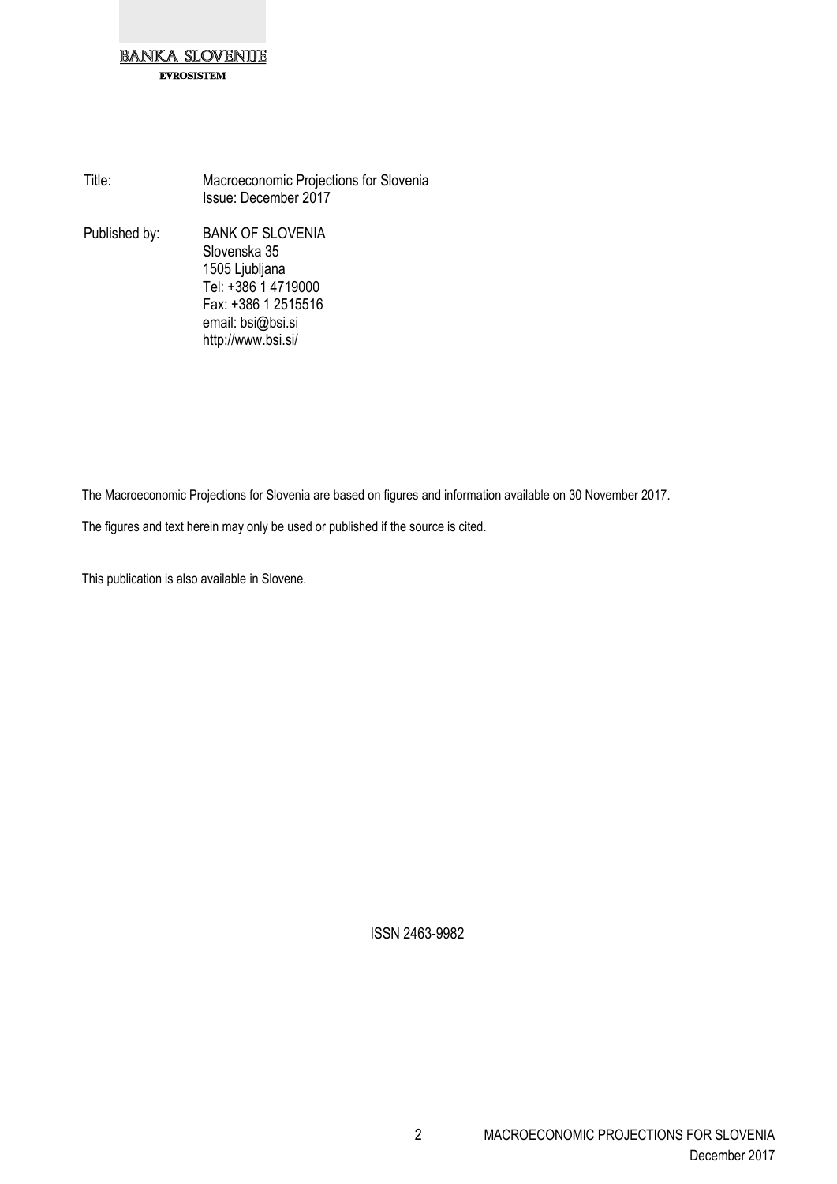BANKA SLOVENIJE

EVROSISTEM

| | |
|---|---|
| Title: | Macroeconomic Projections for Slovenia<br>Issue: December 2017 |
| Published by: | BANK OF SLOVENIA<br>Slovenska 35<br>1505 Ljubljana<br>Tel: +386 1 4719000<br>Fax: +386 1 2515516<br>email: bsi@bsi.si<br>http://www.bsi.si/ |

The Macroeconomic Projections for Slovenia are based on figures and information available on 30 November 2017.

The figures and text herein may only be used or published if the source is cited.

This publication is also available in Slovene.

ISSN 2463-9982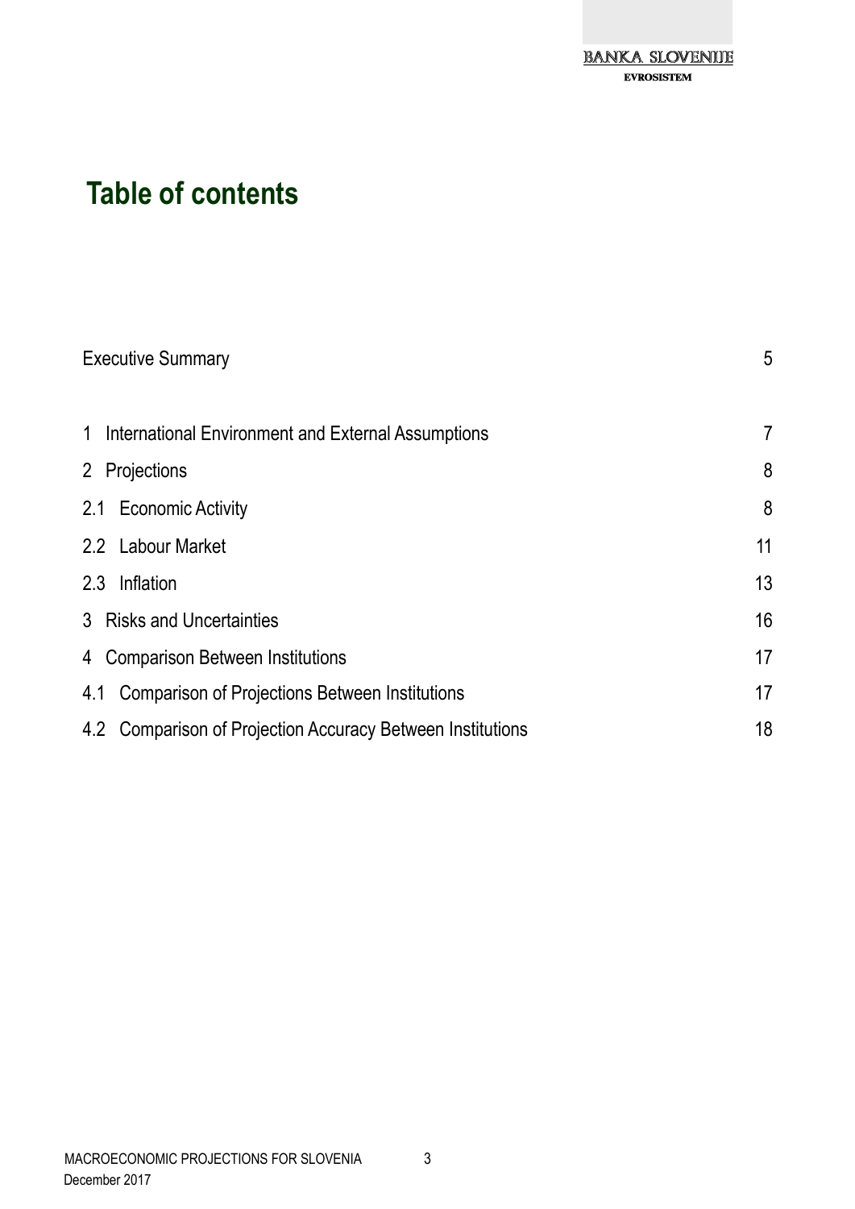# Table of contents

Executive Summary 5

1 International Environment and External Assumptions 7

2 Projections 8

2.1 Economic Activity 8

2.2 Labour Market 11

2.3 Inflation 13

3 Risks and Uncertainties 16

4 Comparison Between Institutions 17

4.1 Comparison of Projections Between Institutions 17

4.2 Comparison of Projection Accuracy Between Institutions 18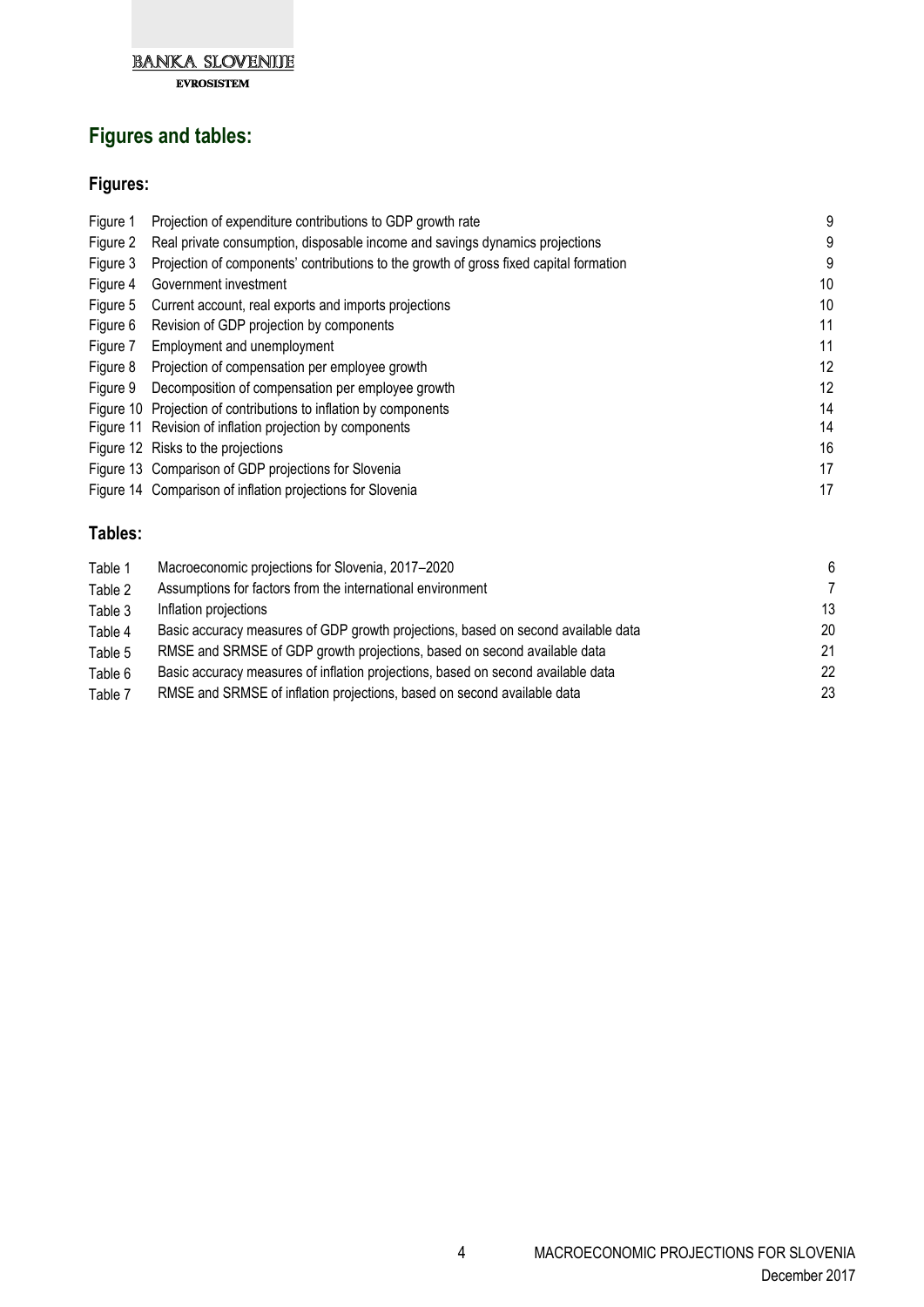# Figures and tables:

## Figures:

| | | |
|---|---|---|
| Figure 1 | Projection of expenditure contributions to GDP growth rate | 9 |
| Figure 2 | Real private consumption, disposable income and savings dynamics projections | 9 |
| Figure 3 | Projection of components' contributions to the growth of gross fixed capital formation | 9 |
| Figure 4 | Government investment | 10 |
| Figure 5 | Current account, real exports and imports projections | 10 |
| Figure 6 | Revision of GDP projection by components | 11 |
| Figure 7 | Employment and unemployment | 11 |
| Figure 8 | Projection of compensation per employee growth | 12 |
| Figure 9 | Decomposition of compensation per employee growth | 12 |
| Figure 10 | Projection of contributions to inflation by components | 14 |
| Figure 11 | Revision of inflation projection by components | 14 |
| Figure 12 | Risks to the projections | 16 |
| Figure 13 | Comparison of GDP projections for Slovenia | 17 |
| Figure 14 | Comparison of inflation projections for Slovenia | 17 |

## Tables:

| | | |
|---|---|---|
| Table 1 | Macroeconomic projections for Slovenia, 2017–2020 | 6 |
| Table 2 | Assumptions for factors from the international environment | 7 |
| Table 3 | Inflation projections | 13 |
| Table 4 | Basic accuracy measures of GDP growth projections, based on second available data | 20 |
| Table 5 | RMSE and SRMSE of GDP growth projections, based on second available data | 21 |
| Table 6 | Basic accuracy measures of inflation projections, based on second available data | 22 |
| Table 7 | RMSE and SRMSE of inflation projections, based on second available data | 23 |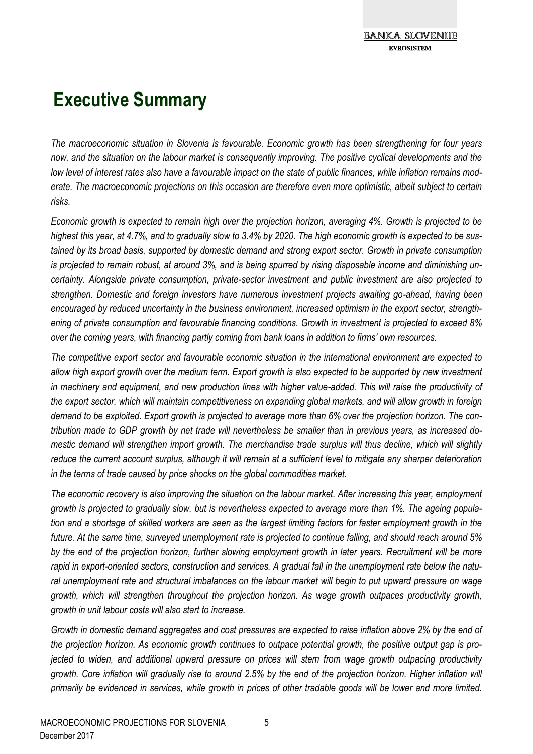# Executive Summary

*The macroeconomic situation in Slovenia is favourable. Economic growth has been strengthening for four years now, and the situation on the labour market is consequently improving. The positive cyclical developments and the low level of interest rates also have a favourable impact on the state of public finances, while inflation remains moderate. The macroeconomic projections on this occasion are therefore even more optimistic, albeit subject to certain risks.*

*Economic growth is expected to remain high over the projection horizon, averaging 4%. Growth is projected to be highest this year, at 4.7%, and to gradually slow to 3.4% by 2020. The high economic growth is expected to be sustained by its broad basis, supported by domestic demand and strong export sector. Growth in private consumption is projected to remain robust, at around 3%, and is being spurred by rising disposable income and diminishing uncertainty. Alongside private consumption, private-sector investment and public investment are also projected to strengthen. Domestic and foreign investors have numerous investment projects awaiting go-ahead, having been encouraged by reduced uncertainty in the business environment, increased optimism in the export sector, strengthening of private consumption and favourable financing conditions. Growth in investment is projected to exceed 8% over the coming years, with financing partly coming from bank loans in addition to firms' own resources.*

*The competitive export sector and favourable economic situation in the international environment are expected to allow high export growth over the medium term. Export growth is also expected to be supported by new investment in machinery and equipment, and new production lines with higher value-added. This will raise the productivity of the export sector, which will maintain competitiveness on expanding global markets, and will allow growth in foreign demand to be exploited. Export growth is projected to average more than 6% over the projection horizon. The contribution made to GDP growth by net trade will nevertheless be smaller than in previous years, as increased domestic demand will strengthen import growth. The merchandise trade surplus will thus decline, which will slightly reduce the current account surplus, although it will remain at a sufficient level to mitigate any sharper deterioration in the terms of trade caused by price shocks on the global commodities market.*

*The economic recovery is also improving the situation on the labour market. After increasing this year, employment growth is projected to gradually slow, but is nevertheless expected to average more than 1%. The ageing population and a shortage of skilled workers are seen as the largest limiting factors for faster employment growth in the future. At the same time, surveyed unemployment rate is projected to continue falling, and should reach around 5% by the end of the projection horizon, further slowing employment growth in later years. Recruitment will be more rapid in export-oriented sectors, construction and services. A gradual fall in the unemployment rate below the natural unemployment rate and structural imbalances on the labour market will begin to put upward pressure on wage growth, which will strengthen throughout the projection horizon. As wage growth outpaces productivity growth, growth in unit labour costs will also start to increase.*

*Growth in domestic demand aggregates and cost pressures are expected to raise inflation above 2% by the end of the projection horizon. As economic growth continues to outpace potential growth, the positive output gap is projected to widen, and additional upward pressure on prices will stem from wage growth outpacing productivity growth. Core inflation will gradually rise to around 2.5% by the end of the projection horizon. Higher inflation will primarily be evidenced in services, while growth in prices of other tradable goods will be lower and more limited.*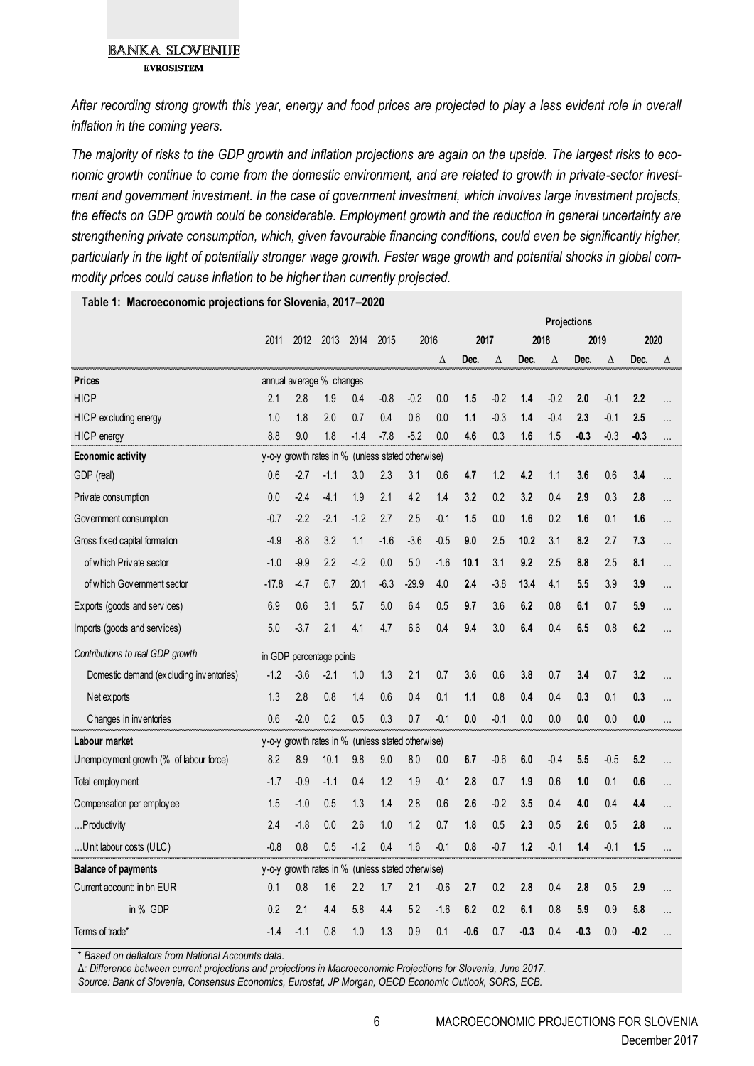*After recording strong growth this year, energy and food prices are projected to play a less evident role in overall inflation in the coming years.*

*The majority of risks to the GDP growth and inflation projections are again on the upside. The largest risks to economic growth continue to come from the domestic environment, and are related to growth in private-sector investment and government investment. In the case of government investment, which involves large investment projects, the effects on GDP growth could be considerable. Employment growth and the reduction in general uncertainty are strengthening private consumption, which, given favourable financing conditions, could even be significantly higher, particularly in the light of potentially stronger wage growth. Faster wage growth and potential shocks in global commodity prices could cause inflation to be higher than currently projected.*

**Table 1: Macroeconomic projections for Slovenia, 2017–2020**

| | | | | | | | | Projections | | | | | | | |
|---|---|---|---|---|---|---|---|---|---|---|---|---|---|---|---|
| | 2011 | 2012 | 2013 | 2014 | 2015 | 2016 | | 2017 | | 2018 | | 2019 | | 2020 | |
| | | | | | | | Δ | Dec. | Δ | Dec. | Δ | Dec. | Δ | Dec. | Δ |
| **Prices** | annual average % changes | | | | | | | | | | | | | | |
| HICP | 2.1 | 2.8 | 1.9 | 0.4 | -0.8 | -0.2 | 0.0 | **1.5** | -0.2 | **1.4** | -0.2 | **2.0** | -0.1 | **2.2** | ... |
| HICP excluding energy | 1.0 | 1.8 | 2.0 | 0.7 | 0.4 | 0.6 | 0.0 | **1.1** | -0.3 | **1.4** | -0.4 | **2.3** | -0.1 | **2.5** | ... |
| HICP energy | 8.8 | 9.0 | 1.8 | -1.4 | -7.8 | -5.2 | 0.0 | **4.6** | 0.3 | **1.6** | 1.5 | **-0.3** | -0.3 | **-0.3** | ... |
| **Economic activity** | y-o-y growth rates in % (unless stated otherwise) | | | | | | | | | | | | | | |
| GDP (real) | 0.6 | -2.7 | -1.1 | 3.0 | 2.3 | 3.1 | 0.6 | **4.7** | 1.2 | **4.2** | 1.1 | **3.6** | 0.6 | **3.4** | ... |
| Private consumption | 0.0 | -2.4 | -4.1 | 1.9 | 2.1 | 4.2 | 1.4 | **3.2** | 0.2 | **3.2** | 0.4 | **2.9** | 0.3 | **2.8** | ... |
| Government consumption | -0.7 | -2.2 | -2.1 | -1.2 | 2.7 | 2.5 | -0.1 | **1.5** | 0.0 | **1.6** | 0.2 | **1.6** | 0.1 | **1.6** | ... |
| Gross fixed capital formation | -4.9 | -8.8 | 3.2 | 1.1 | -1.6 | -3.6 | -0.5 | **9.0** | 2.5 | **10.2** | 3.1 | **8.2** | 2.7 | **7.3** | ... |
| of which Private sector | -1.0 | -9.9 | 2.2 | -4.2 | 0.0 | 5.0 | -1.6 | **10.1** | 3.1 | **9.2** | 2.5 | **8.8** | 2.5 | **8.1** | ... |
| of which Government sector | -17.8 | -4.7 | 6.7 | 20.1 | -6.3 | -29.9 | 4.0 | **2.4** | -3.8 | **13.4** | 4.1 | **5.5** | 3.9 | **3.9** | ... |
| Exports (goods and services) | 6.9 | 0.6 | 3.1 | 5.7 | 5.0 | 6.4 | 0.5 | **9.7** | 3.6 | **6.2** | 0.8 | **6.1** | 0.7 | **5.9** | ... |
| Imports (goods and services) | 5.0 | -3.7 | 2.1 | 4.1 | 4.7 | 6.6 | 0.4 | **9.4** | 3.0 | **6.4** | 0.4 | **6.5** | 0.8 | **6.2** | ... |
| *Contributions to real GDP growth* | in GDP percentage points | | | | | | | | | | | | | | |
| Domestic demand (excluding inventories) | -1.2 | -3.6 | -2.1 | 1.0 | 1.3 | 2.1 | 0.7 | **3.6** | 0.6 | **3.8** | 0.7 | **3.4** | 0.7 | **3.2** | ... |
| Net exports | 1.3 | 2.8 | 0.8 | 1.4 | 0.6 | 0.4 | 0.1 | **1.1** | 0.8 | **0.4** | 0.4 | **0.3** | 0.1 | **0.3** | ... |
| Changes in inventories | 0.6 | -2.0 | 0.2 | 0.5 | 0.3 | 0.7 | -0.1 | **0.0** | -0.1 | **0.0** | 0.0 | **0.0** | 0.0 | **0.0** | ... |
| **Labour market** | y-o-y growth rates in % (unless stated otherwise) | | | | | | | | | | | | | | |
| Unemployment growth (% of labour force) | 8.2 | 8.9 | 10.1 | 9.8 | 9.0 | 8.0 | 0.0 | **6.7** | -0.6 | **6.0** | -0.4 | **5.5** | -0.5 | **5.2** | ... |
| Total employment | -1.7 | -0.9 | -1.1 | 0.4 | 1.2 | 1.9 | -0.1 | **2.8** | 0.7 | **1.9** | 0.6 | **1.0** | 0.1 | **0.6** | ... |
| Compensation per employee | 1.5 | -1.0 | 0.5 | 1.3 | 1.4 | 2.8 | 0.6 | **2.6** | -0.2 | **3.5** | 0.4 | **4.0** | 0.4 | **4.4** | ... |
| ...Productivity | 2.4 | -1.8 | 0.0 | 2.6 | 1.0 | 1.2 | 0.7 | **1.8** | 0.5 | **2.3** | 0.5 | **2.6** | 0.5 | **2.8** | ... |
| ...Unit labour costs (ULC) | -0.8 | 0.8 | 0.5 | -1.2 | 0.4 | 1.6 | -0.1 | **0.8** | -0.7 | **1.2** | -0.1 | **1.4** | -0.1 | **1.5** | ... |
| **Balance of payments** | y-o-y growth rates in % (unless stated otherwise) | | | | | | | | | | | | | | |
| Current account: in bn EUR | 0.1 | 0.8 | 1.6 | 2.2 | 1.7 | 2.1 | -0.6 | **2.7** | 0.2 | **2.8** | 0.4 | **2.8** | 0.5 | **2.9** | ... |
| in % GDP | 0.2 | 2.1 | 4.4 | 5.8 | 4.4 | 5.2 | -1.6 | **6.2** | 0.2 | **6.1** | 0.8 | **5.9** | 0.9 | **5.8** | ... |
| Terms of trade* | -1.4 | -1.1 | 0.8 | 1.0 | 1.3 | 0.9 | 0.1 | **-0.6** | 0.7 | **-0.3** | 0.4 | **-0.3** | 0.0 | **-0.2** | ... |

*\* Based on deflators from National Accounts data.*

*Δ: Difference between current projections and projections in Macroeconomic Projections for Slovenia, June 2017.*

*Source: Bank of Slovenia, Consensus Economics, Eurostat, JP Morgan, OECD Economic Outlook, SORS, ECB.*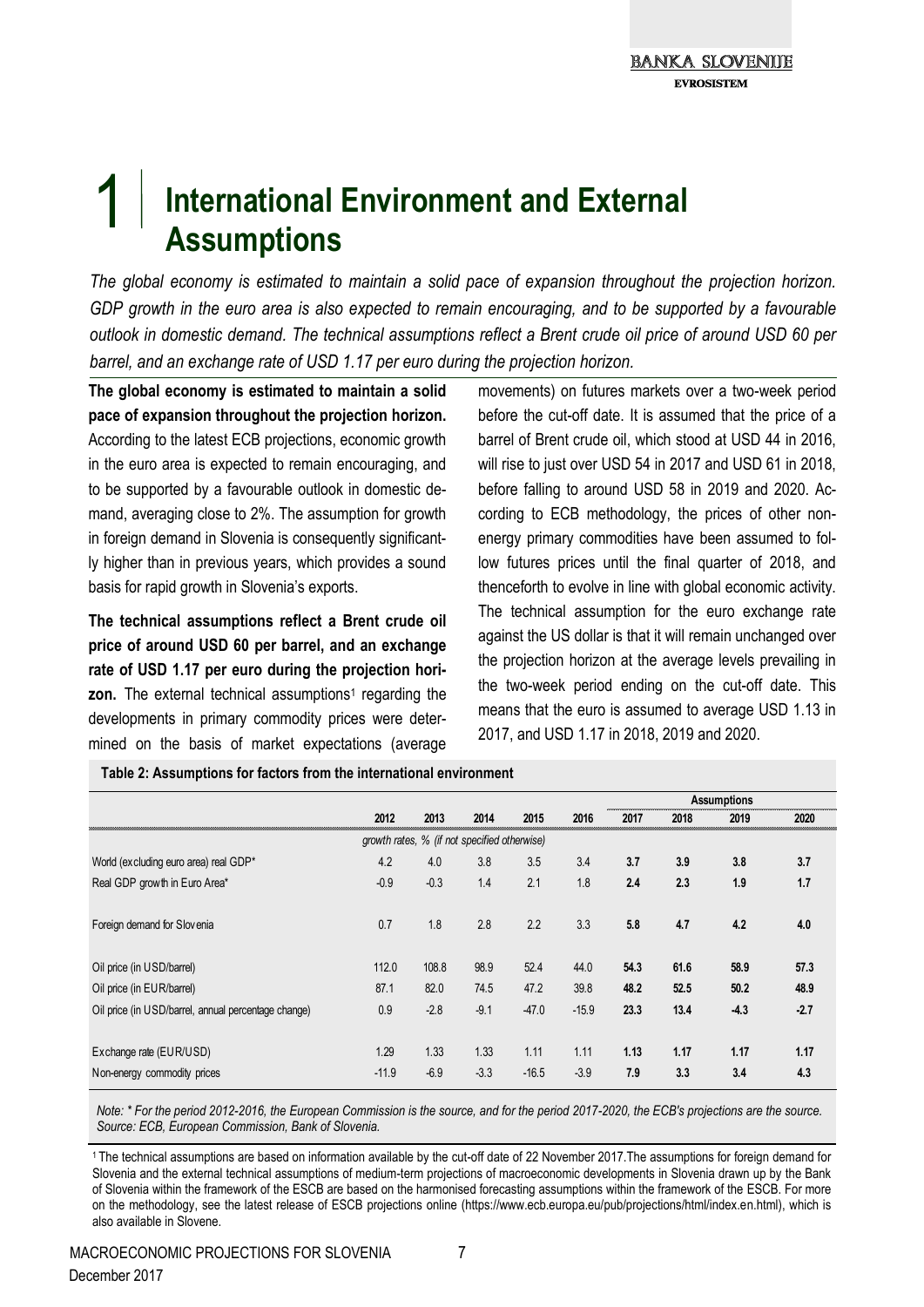# 1 International Environment and External Assumptions

*The global economy is estimated to maintain a solid pace of expansion throughout the projection horizon. GDP growth in the euro area is also expected to remain encouraging, and to be supported by a favourable outlook in domestic demand. The technical assumptions reflect a Brent crude oil price of around USD 60 per barrel, and an exchange rate of USD 1.17 per euro during the projection horizon.*

**The global economy is estimated to maintain a solid pace of expansion throughout the projection horizon.** According to the latest ECB projections, economic growth in the euro area is expected to remain encouraging, and to be supported by a favourable outlook in domestic demand, averaging close to 2%. The assumption for growth in foreign demand in Slovenia is consequently significantly higher than in previous years, which provides a sound basis for rapid growth in Slovenia's exports.

**The technical assumptions reflect a Brent crude oil price of around USD 60 per barrel, and an exchange rate of USD 1.17 per euro during the projection horizon.** The external technical assumptions[1] regarding the developments in primary commodity prices were determined on the basis of market expectations (average movements) on futures markets over a two-week period before the cut-off date. It is assumed that the price of a barrel of Brent crude oil, which stood at USD 44 in 2016, will rise to just over USD 54 in 2017 and USD 61 in 2018, before falling to around USD 58 in 2019 and 2020. According to ECB methodology, the prices of other non-energy primary commodities have been assumed to follow futures prices until the final quarter of 2018, and thenceforth to evolve in line with global economic activity. The technical assumption for the euro exchange rate against the US dollar is that it will remain unchanged over the projection horizon at the average levels prevailing in the two-week period ending on the cut-off date. This means that the euro is assumed to average USD 1.13 in 2017, and USD 1.17 in 2018, 2019 and 2020.

**Table 2: Assumptions for factors from the international environment**

| | | | | | | Assumptions | | | |
|---|---|---|---|---|---|---|---|---|---|
| | 2012 | 2013 | 2014 | 2015 | 2016 | 2017 | 2018 | 2019 | 2020 |
| | *growth rates, % (if not specified otherwise)* | | | | | | | | |
| World (excluding euro area) real GDP* | 4.2 | 4.0 | 3.8 | 3.5 | 3.4 | **3.7** | **3.9** | **3.8** | **3.7** |
| Real GDP growth in Euro Area* | -0.9 | -0.3 | 1.4 | 2.1 | 1.8 | **2.4** | **2.3** | **1.9** | **1.7** |
| Foreign demand for Slovenia | 0.7 | 1.8 | 2.8 | 2.2 | 3.3 | **5.8** | **4.7** | **4.2** | **4.0** |
| Oil price (in USD/barrel) | 112.0 | 108.8 | 98.9 | 52.4 | 44.0 | **54.3** | **61.6** | **58.9** | **57.3** |
| Oil price (in EUR/barrel) | 87.1 | 82.0 | 74.5 | 47.2 | 39.8 | **48.2** | **52.5** | **50.2** | **48.9** |
| Oil price (in USD/barrel, annual percentage change) | 0.9 | -2.8 | -9.1 | -47.0 | -15.9 | **23.3** | **13.4** | **-4.3** | **-2.7** |
| Exchange rate (EUR/USD) | 1.29 | 1.33 | 1.33 | 1.11 | 1.11 | **1.13** | **1.17** | **1.17** | **1.17** |
| Non-energy commodity prices | -11.9 | -6.9 | -3.3 | -16.5 | -3.9 | **7.9** | **3.3** | **3.4** | **4.3** |

*Note: \* For the period 2012-2016, the European Commission is the source, and for the period 2017-2020, the ECB's projections are the source.*
*Source: ECB, European Commission, Bank of Slovenia.*

[1] The technical assumptions are based on information available by the cut-off date of 22 November 2017.The assumptions for foreign demand for Slovenia and the external technical assumptions of medium-term projections of macroeconomic developments in Slovenia drawn up by the Bank of Slovenia within the framework of the ESCB are based on the harmonised forecasting assumptions within the framework of the ESCB. For more on the methodology, see the latest release of ESCB projections online (https://www.ecb.europa.eu/pub/projections/html/index.en.html), which is also available in Slovene.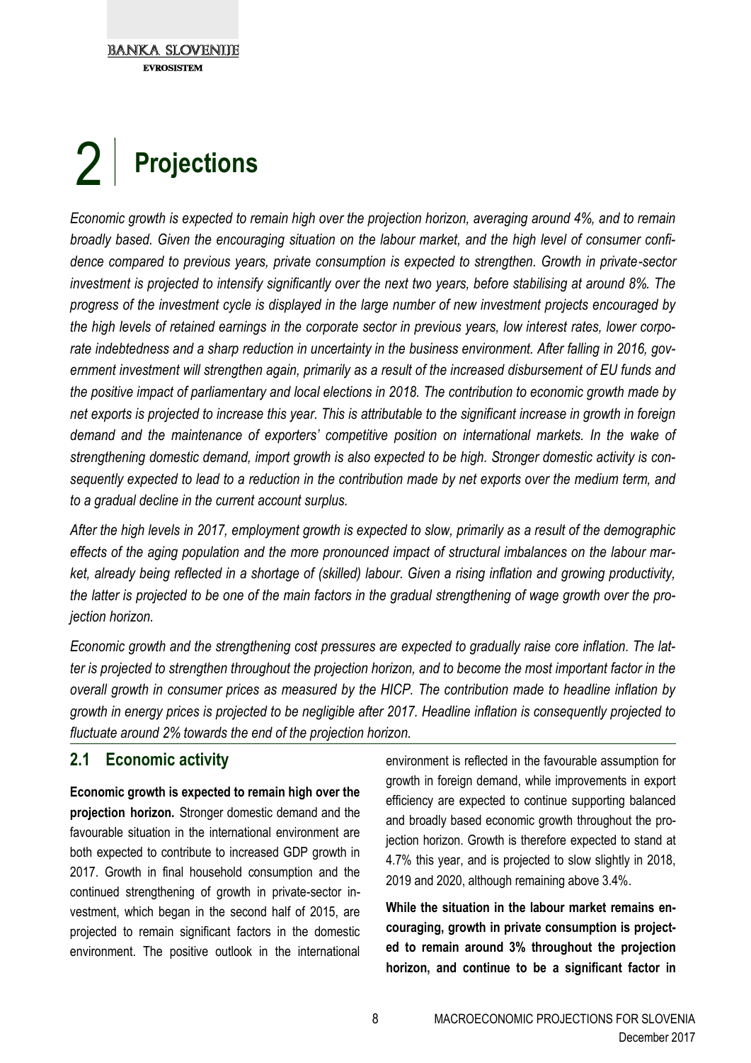# 2 Projections

*Economic growth is expected to remain high over the projection horizon, averaging around 4%, and to remain broadly based. Given the encouraging situation on the labour market, and the high level of consumer confidence compared to previous years, private consumption is expected to strengthen. Growth in private-sector investment is projected to intensify significantly over the next two years, before stabilising at around 8%. The progress of the investment cycle is displayed in the large number of new investment projects encouraged by the high levels of retained earnings in the corporate sector in previous years, low interest rates, lower corporate indebtedness and a sharp reduction in uncertainty in the business environment. After falling in 2016, government investment will strengthen again, primarily as a result of the increased disbursement of EU funds and the positive impact of parliamentary and local elections in 2018. The contribution to economic growth made by net exports is projected to increase this year. This is attributable to the significant increase in growth in foreign demand and the maintenance of exporters' competitive position on international markets. In the wake of strengthening domestic demand, import growth is also expected to be high. Stronger domestic activity is consequently expected to lead to a reduction in the contribution made by net exports over the medium term, and to a gradual decline in the current account surplus.*

*After the high levels in 2017, employment growth is expected to slow, primarily as a result of the demographic effects of the aging population and the more pronounced impact of structural imbalances on the labour market, already being reflected in a shortage of (skilled) labour. Given a rising inflation and growing productivity, the latter is projected to be one of the main factors in the gradual strengthening of wage growth over the projection horizon.*

*Economic growth and the strengthening cost pressures are expected to gradually raise core inflation. The latter is projected to strengthen throughout the projection horizon, and to become the most important factor in the overall growth in consumer prices as measured by the HICP. The contribution made to headline inflation by growth in energy prices is projected to be negligible after 2017. Headline inflation is consequently projected to fluctuate around 2% towards the end of the projection horizon.*

## 2.1 Economic activity

**Economic growth is expected to remain high over the projection horizon.** Stronger domestic demand and the favourable situation in the international environment are both expected to contribute to increased GDP growth in 2017. Growth in final household consumption and the continued strengthening of growth in private-sector investment, which began in the second half of 2015, are projected to remain significant factors in the domestic environment. The positive outlook in the international environment is reflected in the favourable assumption for growth in foreign demand, while improvements in export efficiency are expected to continue supporting balanced and broadly based economic growth throughout the projection horizon. Growth is therefore expected to stand at 4.7% this year, and is projected to slow slightly in 2018, 2019 and 2020, although remaining above 3.4%.

**While the situation in the labour market remains encouraging, growth in private consumption is projected to remain around 3% throughout the projection horizon, and continue to be a significant factor in**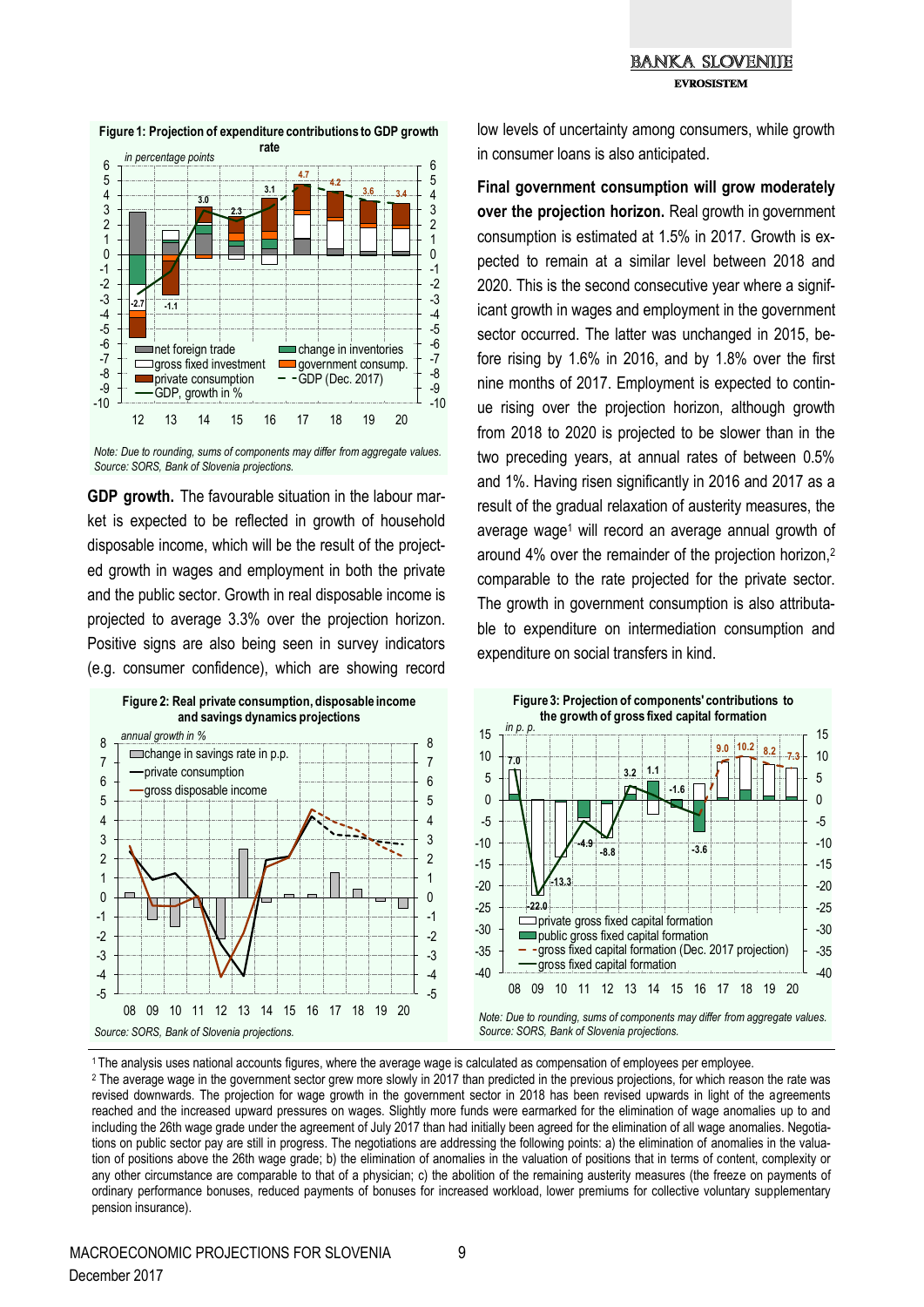**Figure 1: Projection of expenditure contributions to GDP growth rate**

*Note: Due to rounding, sums of components may differ from aggregate values. Source: SORS, Bank of Slovenia projections.*

**GDP growth.** The favourable situation in the labour market is expected to be reflected in growth of household disposable income, which will be the result of the projected growth in wages and employment in both the private and the public sector. Growth in real disposable income is projected to average 3.3% over the projection horizon. Positive signs are also being seen in survey indicators (e.g. consumer confidence), which are showing record low levels of uncertainty among consumers, while growth in consumer loans is also anticipated.

**Figure 2: Real private consumption, disposable income and savings dynamics projections**

*Source: SORS, Bank of Slovenia projections.*

**Final government consumption will grow moderately over the projection horizon.** Real growth in government consumption is estimated at 1.5% in 2017. Growth is expected to remain at a similar level between 2018 and 2020. This is the second consecutive year where a significant growth in wages and employment in the government sector occurred. The latter was unchanged in 2015, before rising by 1.6% in 2016, and by 1.8% over the first nine months of 2017. Employment is expected to continue rising over the projection horizon, although growth from 2018 to 2020 is projected to be slower than in the two preceding years, at annual rates of between 0.5% and 1%. Having risen significantly in 2016 and 2017 as a result of the gradual relaxation of austerity measures, the average wage[1] will record an average annual growth of around 4% over the remainder of the projection horizon,[2] comparable to the rate projected for the private sector. The growth in government consumption is also attributable to expenditure on intermediation consumption and expenditure on social transfers in kind.

**Figure 3: Projection of components' contributions to the growth of gross fixed capital formation**

*Note: Due to rounding, sums of components may differ from aggregate values. Source: SORS, Bank of Slovenia projections.*

---

[1] The analysis uses national accounts figures, where the average wage is calculated as compensation of employees per employee.

[2] The average wage in the government sector grew more slowly in 2017 than predicted in the previous projections, for which reason the rate was revised downwards. The projection for wage growth in the government sector in 2018 has been revised upwards in light of the agreements reached and the increased upward pressures on wages. Slightly more funds were earmarked for the elimination of wage anomalies up to and including the 26th wage grade under the agreement of July 2017 than had initially been agreed for the elimination of all wage anomalies. Negotiations on public sector pay are still in progress. The negotiations are addressing the following points: a) the elimination of anomalies in the valuation of positions above the 26th wage grade; b) the elimination of anomalies in the valuation of positions that in terms of content, complexity or any other circumstance are comparable to that of a physician; c) the abolition of the remaining austerity measures (the freeze on payments of ordinary performance bonuses, reduced payments of bonuses for increased workload, lower premiums for collective voluntary supplementary pension insurance).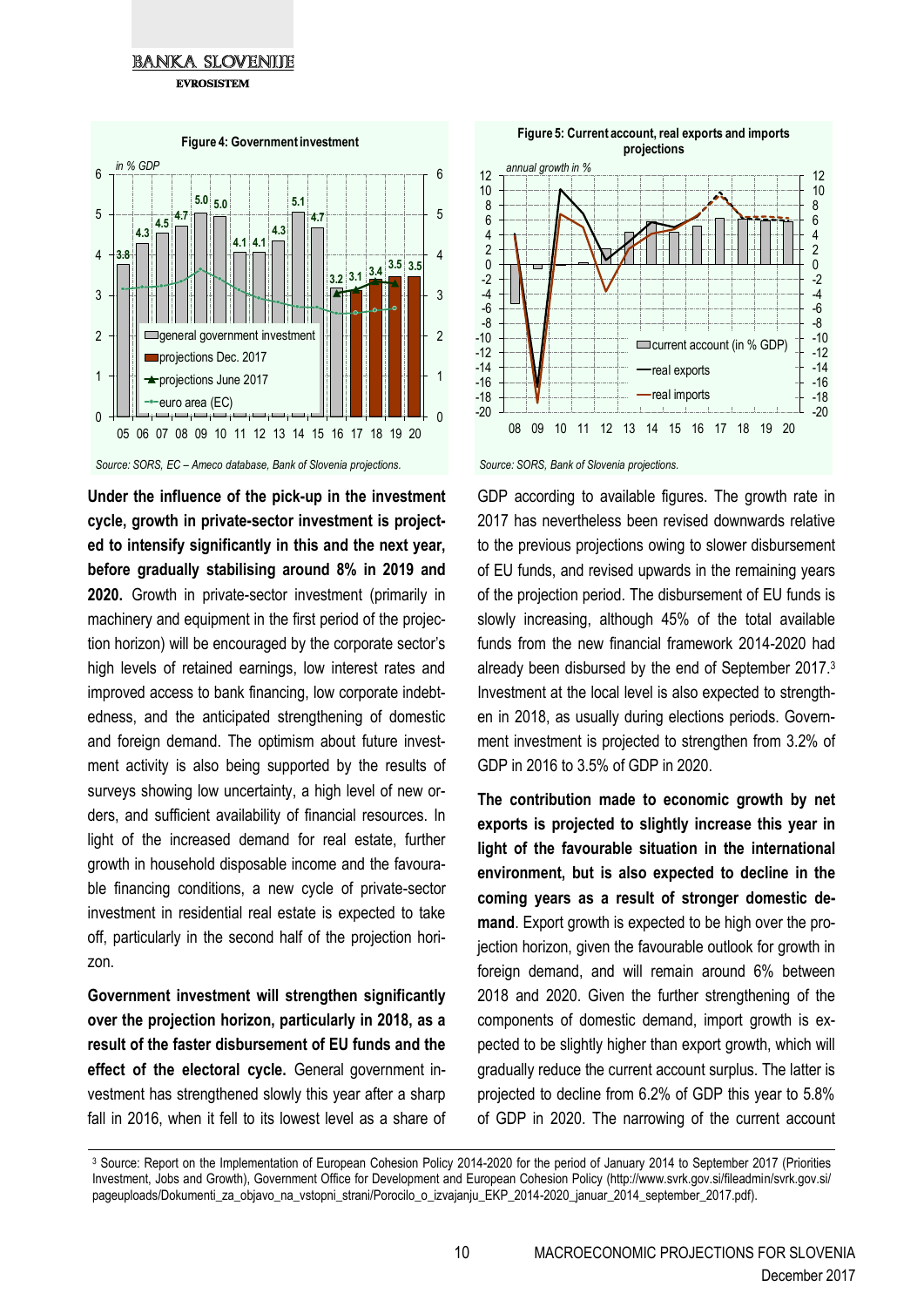**Figure 4: Government investment**

*Source: SORS, EC – Ameco database, Bank of Slovenia projections.*

**Figure 5: Current account, real exports and imports projections**

*Source: SORS, Bank of Slovenia projections.*

**Under the influence of the pick-up in the investment cycle, growth in private-sector investment is projected to intensify significantly in this and the next year, before gradually stabilising around 8% in 2019 and 2020.** Growth in private-sector investment (primarily in machinery and equipment in the first period of the projection horizon) will be encouraged by the corporate sector's high levels of retained earnings, low interest rates and improved access to bank financing, low corporate indebtedness, and the anticipated strengthening of domestic and foreign demand. The optimism about future investment activity is also being supported by the results of surveys showing low uncertainty, a high level of new orders, and sufficient availability of financial resources. In light of the increased demand for real estate, further growth in household disposable income and the favourable financing conditions, a new cycle of private-sector investment in residential real estate is expected to take off, particularly in the second half of the projection horizon.

**Government investment will strengthen significantly over the projection horizon, particularly in 2018, as a result of the faster disbursement of EU funds and the effect of the electoral cycle.** General government investment has strengthened slowly this year after a sharp fall in 2016, when it fell to its lowest level as a share of GDP according to available figures. The growth rate in 2017 has nevertheless been revised downwards relative to the previous projections owing to slower disbursement of EU funds, and revised upwards in the remaining years of the projection period. The disbursement of EU funds is slowly increasing, although 45% of the total available funds from the new financial framework 2014-2020 had already been disbursed by the end of September 2017.[3] Investment at the local level is also expected to strengthen in 2018, as usually during elections periods. Government investment is projected to strengthen from 3.2% of GDP in 2016 to 3.5% of GDP in 2020.

**The contribution made to economic growth by net exports is projected to slightly increase this year in light of the favourable situation in the international environment, but is also expected to decline in the coming years as a result of stronger domestic demand**. Export growth is expected to be high over the projection horizon, given the favourable outlook for growth in foreign demand, and will remain around 6% between 2018 and 2020. Given the further strengthening of the components of domestic demand, import growth is expected to be slightly higher than export growth, which will gradually reduce the current account surplus. The latter is projected to decline from 6.2% of GDP this year to 5.8% of GDP in 2020. The narrowing of the current account

[3] Source: Report on the Implementation of European Cohesion Policy 2014-2020 for the period of January 2014 to September 2017 (Priorities Investment, Jobs and Growth), Government Office for Development and European Cohesion Policy (http://www.svrk.gov.si/fileadmin/svrk.gov.si/pageuploads/Dokumenti_za_objavo_na_vstopni_strani/Porocilo_o_izvajanju_EKP_2014-2020_januar_2014_september_2017.pdf).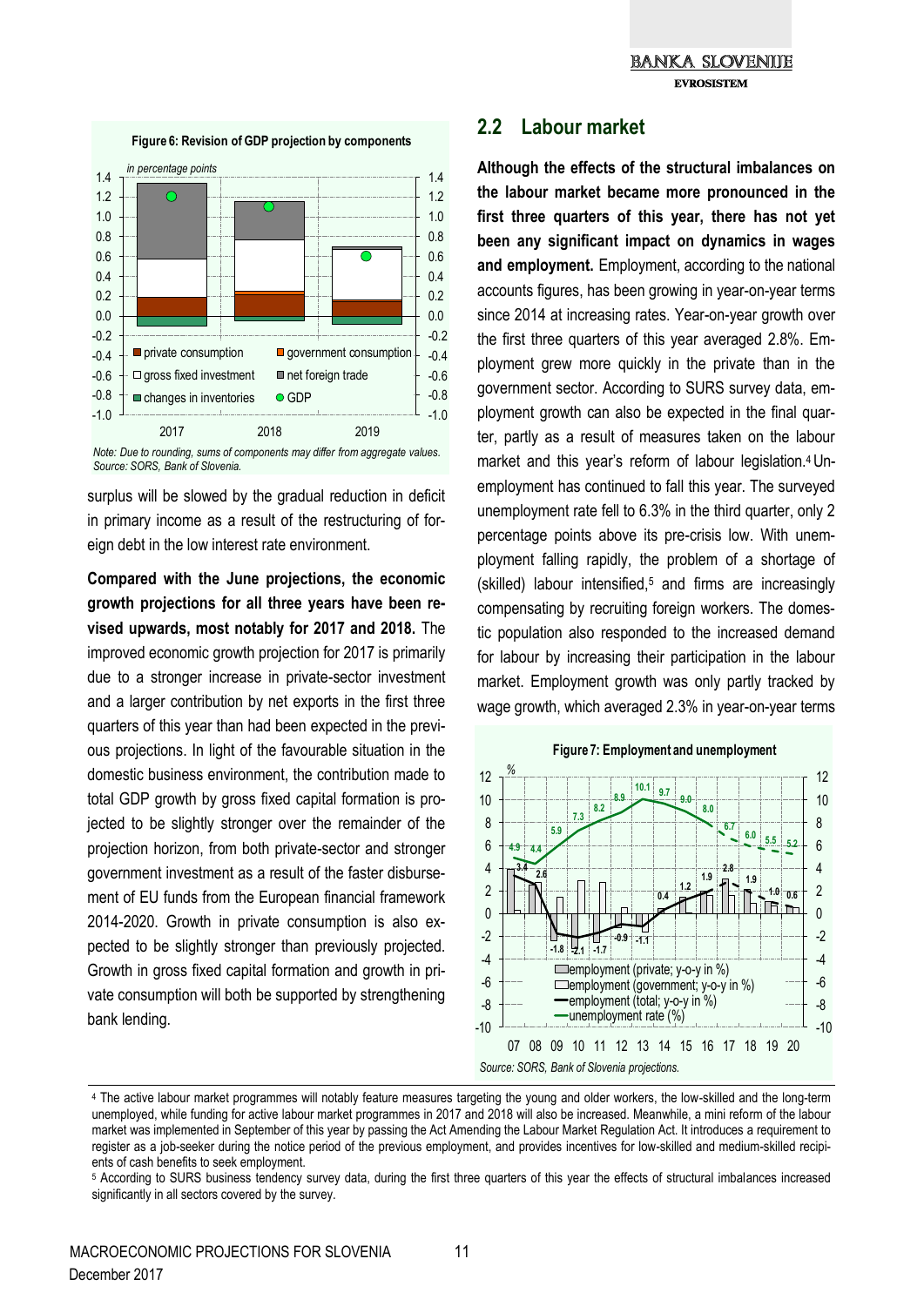**Figure 6: Revision of GDP projection by components**

*in percentage points*

*Note: Due to rounding, sums of components may differ from aggregate values.*
*Source: SORS, Bank of Slovenia.*

surplus will be slowed by the gradual reduction in deficit in primary income as a result of the restructuring of foreign debt in the low interest rate environment.

**Compared with the June projections, the economic growth projections for all three years have been revised upwards, most notably for 2017 and 2018.** The improved economic growth projection for 2017 is primarily due to a stronger increase in private-sector investment and a larger contribution by net exports in the first three quarters of this year than had been expected in the previous projections. In light of the favourable situation in the domestic business environment, the contribution made to total GDP growth by gross fixed capital formation is projected to be slightly stronger over the remainder of the projection horizon, from both private-sector and stronger government investment as a result of the faster disbursement of EU funds from the European financial framework 2014-2020. Growth in private consumption is also expected to be slightly stronger than previously projected. Growth in gross fixed capital formation and growth in private consumption will both be supported by strengthening bank lending.

## 2.2 Labour market

**Although the effects of the structural imbalances on the labour market became more pronounced in the first three quarters of this year, there has not yet been any significant impact on dynamics in wages and employment.** Employment, according to the national accounts figures, has been growing in year-on-year terms since 2014 at increasing rates. Year-on-year growth over the first three quarters of this year averaged 2.8%. Employment grew more quickly in the private than in the government sector. According to SURS survey data, employment growth can also be expected in the final quarter, partly as a result of measures taken on the labour market and this year's reform of labour legislation.[4] Unemployment has continued to fall this year. The surveyed unemployment rate fell to 6.3% in the third quarter, only 2 percentage points above its pre-crisis low. With unemployment falling rapidly, the problem of a shortage of (skilled) labour intensified,[5] and firms are increasingly compensating by recruiting foreign workers. The domestic population also responded to the increased demand for labour by increasing their participation in the labour market. Employment growth was only partly tracked by wage growth, which averaged 2.3% in year-on-year terms

**Figure 7: Employment and unemployment**

*Source: SORS, Bank of Slovenia projections.*

[4] The active labour market programmes will notably feature measures targeting the young and older workers, the low-skilled and the long-term unemployed, while funding for active labour market programmes in 2017 and 2018 will also be increased. Meanwhile, a mini reform of the labour market was implemented in September of this year by passing the Act Amending the Labour Market Regulation Act. It introduces a requirement to register as a job-seeker during the notice period of the previous employment, and provides incentives for low-skilled and medium-skilled recipients of cash benefits to seek employment.

[5] According to SURS business tendency survey data, during the first three quarters of this year the effects of structural imbalances increased significantly in all sectors covered by the survey.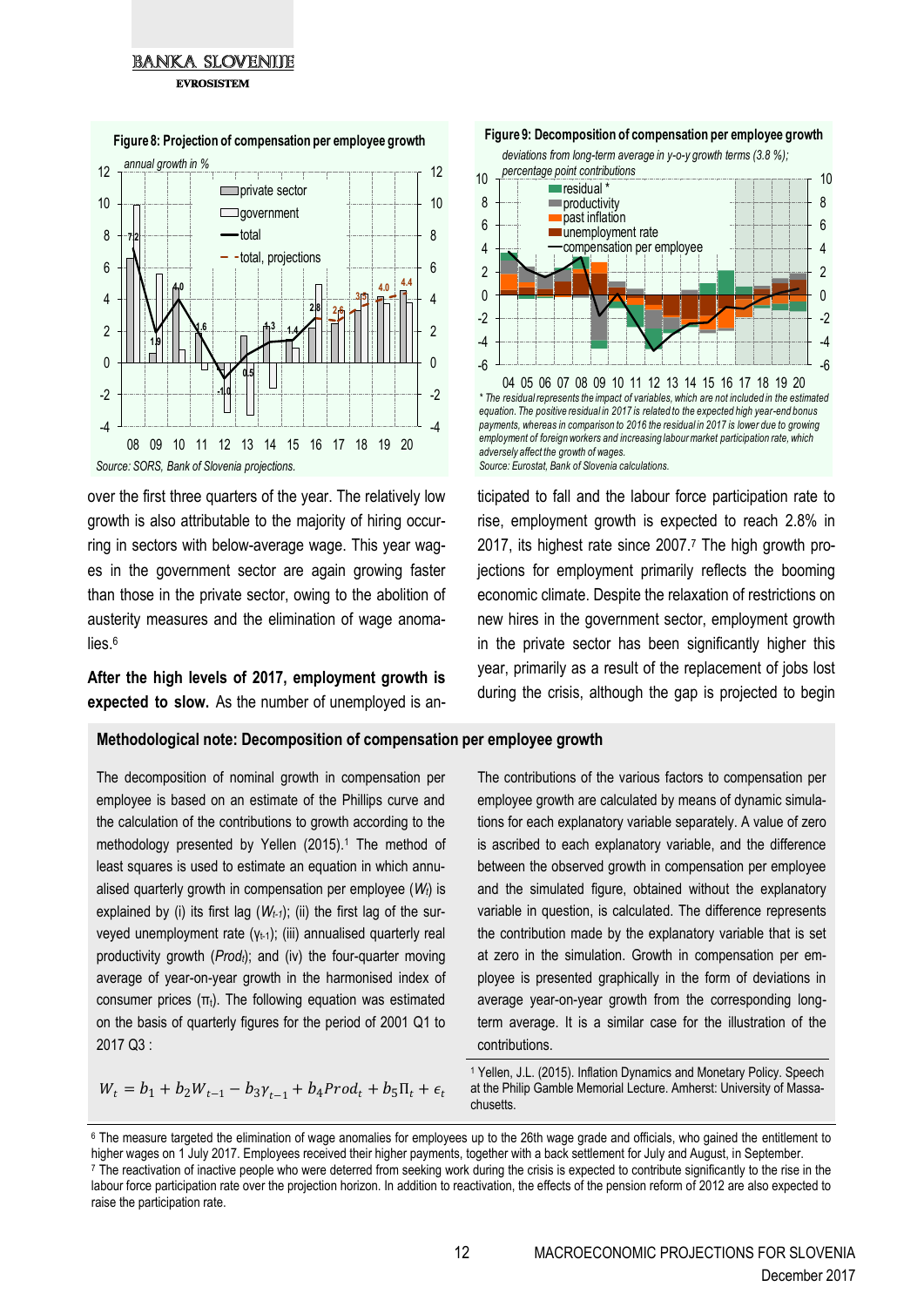**Figure 8: Projection of compensation per employee growth**

*annual growth in %*

*Source: SORS, Bank of Slovenia projections.*

**Figure 9: Decomposition of compensation per employee growth**

*deviations from long-term average in y-o-y growth terms (3.8 %); percentage point contributions*

*\* The residual represents the impact of variables, which are not included in the estimated equation. The positive residual in 2017 is related to the expected high year-end bonus payments, whereas in comparison to 2016 the residual in 2017 is lower due to growing employment of foreign workers and increasing labour market participation rate, which adversely affect the growth of wages.*

*Source: Eurostat, Bank of Slovenia calculations.*

over the first three quarters of the year. The relatively low growth is also attributable to the majority of hiring occurring in sectors with below-average wage. This year wages in the government sector are again growing faster than those in the private sector, owing to the abolition of austerity measures and the elimination of wage anomalies.[6]

**After the high levels of 2017, employment growth is expected to slow.** As the number of unemployed is anticipated to fall and the labour force participation rate to rise, employment growth is expected to reach 2.8% in 2017, its highest rate since 2007.[7] The high growth projections for employment primarily reflects the booming economic climate. Despite the relaxation of restrictions on new hires in the government sector, employment growth in the private sector has been significantly higher this year, primarily as a result of the replacement of jobs lost during the crisis, although the gap is projected to begin

**Methodological note: Decomposition of compensation per employee growth**

The decomposition of nominal growth in compensation per employee is based on an estimate of the Phillips curve and the calculation of the contributions to growth according to the methodology presented by Yellen (2015).[1] The method of least squares is used to estimate an equation in which annualised quarterly growth in compensation per employee ($W_t$) is explained by (i) its first lag ($W_{t-1}$); (ii) the first lag of the surveyed unemployment rate ($\gamma_{t-1}$); (iii) annualised quarterly real productivity growth ($Prod_t$); and (iv) the four-quarter moving average of year-on-year growth in the harmonised index of consumer prices ($\pi_t$). The following equation was estimated on the basis of quarterly figures for the period of 2001 Q1 to 2017 Q3 :

$$W_t = b_1 + b_2 W_{t-1} - b_3 \gamma_{t-1} + b_4 Prod_t + b_5 \Pi_t + \epsilon_t$$

The contributions of the various factors to compensation per employee growth are calculated by means of dynamic simulations for each explanatory variable separately. A value of zero is ascribed to each explanatory variable, and the difference between the observed growth in compensation per employee and the simulated figure, obtained without the explanatory variable in question, is calculated. The difference represents the contribution made by the explanatory variable that is set at zero in the simulation. Growth in compensation per employee is presented graphically in the form of deviations in average year-on-year growth from the corresponding long-term average. It is a similar case for the illustration of the contributions.

[1] Yellen, J.L. (2015). Inflation Dynamics and Monetary Policy. Speech at the Philip Gamble Memorial Lecture. Amherst: University of Massachusetts.

[6] The measure targeted the elimination of wage anomalies for employees up to the 26th wage grade and officials, who gained the entitlement to higher wages on 1 July 2017. Employees received their higher payments, together with a back settlement for July and August, in September.

[7] The reactivation of inactive people who were deterred from seeking work during the crisis is expected to contribute significantly to the rise in the labour force participation rate over the projection horizon. In addition to reactivation, the effects of the pension reform of 2012 are also expected to raise the participation rate.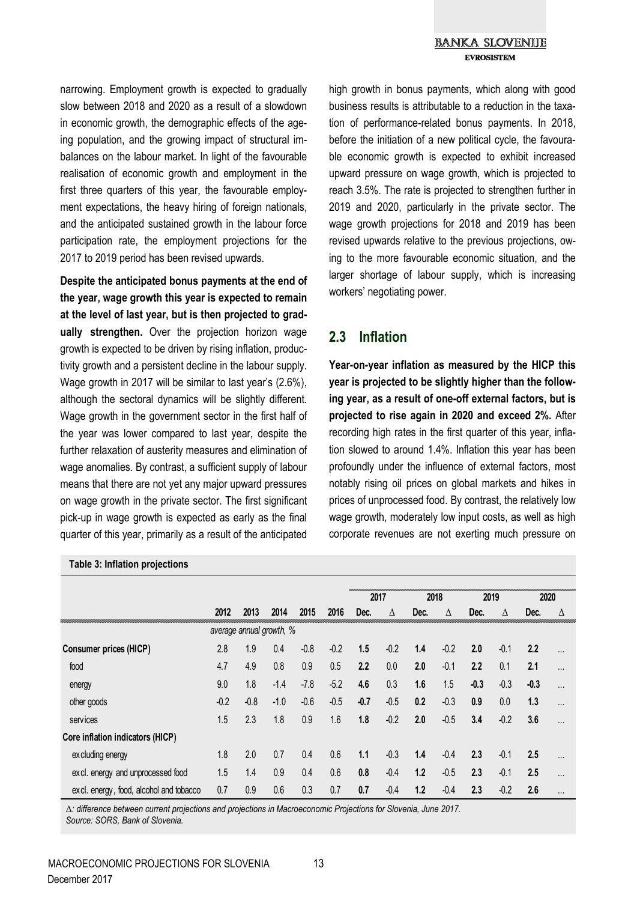narrowing. Employment growth is expected to gradually slow between 2018 and 2020 as a result of a slowdown in economic growth, the demographic effects of the ageing population, and the growing impact of structural imbalances on the labour market. In light of the favourable realisation of economic growth and employment in the first three quarters of this year, the favourable employment expectations, the heavy hiring of foreign nationals, and the anticipated sustained growth in the labour force participation rate, the employment projections for the 2017 to 2019 period has been revised upwards.

**Despite the anticipated bonus payments at the end of the year, wage growth this year is expected to remain at the level of last year, but is then projected to gradually strengthen.** Over the projection horizon wage growth is expected to be driven by rising inflation, productivity growth and a persistent decline in the labour supply. Wage growth in 2017 will be similar to last year's (2.6%), although the sectoral dynamics will be slightly different. Wage growth in the government sector in the first half of the year was lower compared to last year, despite the further relaxation of austerity measures and elimination of wage anomalies. By contrast, a sufficient supply of labour means that there are not yet any major upward pressures on wage growth in the private sector. The first significant pick-up in wage growth is expected as early as the final quarter of this year, primarily as a result of the anticipated high growth in bonus payments, which along with good business results is attributable to a reduction in the taxation of performance-related bonus payments. In 2018, before the initiation of a new political cycle, the favourable economic growth is expected to exhibit increased upward pressure on wage growth, which is projected to reach 3.5%. The rate is projected to strengthen further in 2019 and 2020, particularly in the private sector. The wage growth projections for 2018 and 2019 has been revised upwards relative to the previous projections, owing to the more favourable economic situation, and the larger shortage of labour supply, which is increasing workers' negotiating power.

## 2.3 Inflation

**Year-on-year inflation as measured by the HICP this year is projected to be slightly higher than the following year, as a result of one-off external factors, but is projected to rise again in 2020 and exceed 2%.** After recording high rates in the first quarter of this year, inflation slowed to around 1.4%. Inflation this year has been profoundly under the influence of external factors, most notably rising oil prices on global markets and hikes in prices of unprocessed food. By contrast, the relatively low wage growth, moderately low input costs, as well as high corporate revenues are not exerting much pressure on

**Table 3: Inflation projections**

| | | | | | | 2017 | | 2018 | | 2019 | | 2020 | |
|---|---|---|---|---|---|---|---|---|---|---|---|---|---|
| | 2012 | 2013 | 2014 | 2015 | 2016 | Dec. | Δ | Dec. | Δ | Dec. | Δ | Dec. | Δ |
| | *average annual growth, %* | | | | | | | | | | | | |
| **Consumer prices (HICP)** | 2.8 | 1.9 | 0.4 | -0.8 | -0.2 | **1.5** | -0.2 | **1.4** | -0.2 | **2.0** | -0.1 | **2.2** | ... |
| food | 4.7 | 4.9 | 0.8 | 0.9 | 0.5 | **2.2** | 0.0 | **2.0** | -0.1 | **2.2** | 0.1 | **2.1** | ... |
| energy | 9.0 | 1.8 | -1.4 | -7.8 | -5.2 | **4.6** | 0.3 | **1.6** | 1.5 | **-0.3** | -0.3 | **-0.3** | ... |
| other goods | -0.2 | -0.8 | -1.0 | -0.6 | -0.5 | **-0.7** | -0.5 | **0.2** | -0.3 | **0.9** | 0.0 | **1.3** | ... |
| services | 1.5 | 2.3 | 1.8 | 0.9 | 1.6 | **1.8** | -0.2 | **2.0** | -0.5 | **3.4** | -0.2 | **3.6** | ... |
| **Core inflation indicators (HICP)** | | | | | | | | | | | | | |
| excluding energy | 1.8 | 2.0 | 0.7 | 0.4 | 0.6 | **1.1** | -0.3 | **1.4** | -0.4 | **2.3** | -0.1 | **2.5** | ... |
| excl. energy and unprocessed food | 1.5 | 1.4 | 0.9 | 0.4 | 0.6 | **0.8** | -0.4 | **1.2** | -0.5 | **2.3** | -0.1 | **2.5** | ... |
| excl. energy, food, alcohol and tobacco | 0.7 | 0.9 | 0.6 | 0.3 | 0.7 | **0.7** | -0.4 | **1.2** | -0.4 | **2.3** | -0.2 | **2.6** | ... |

*Δ: difference between current projections and projections in Macroeconomic Projections for Slovenia, June 2017.*
*Source: SORS, Bank of Slovenia.*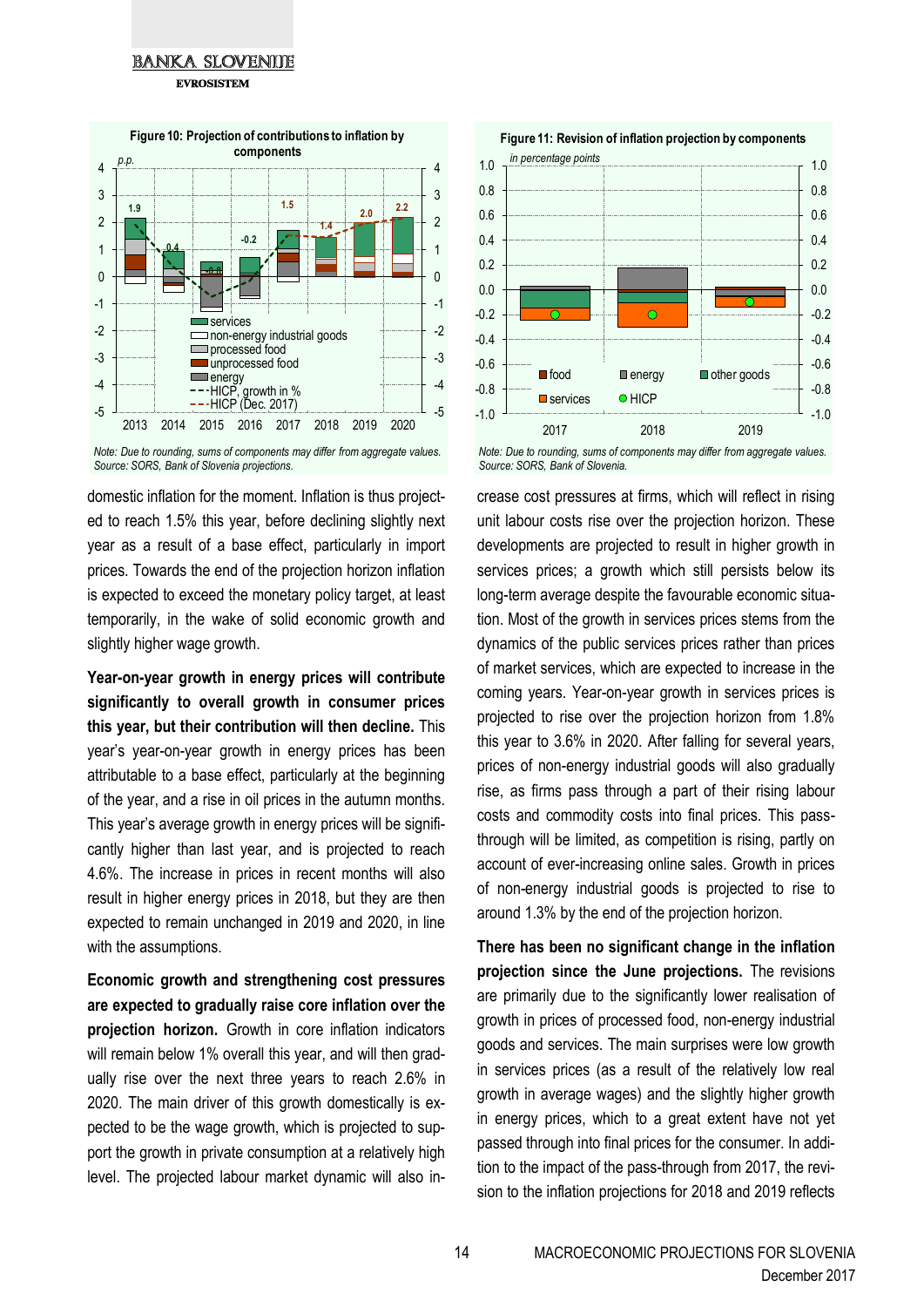**Figure 10: Projection of contributions to inflation by components**

*Note: Due to rounding, sums of components may differ from aggregate values.*
*Source: SORS, Bank of Slovenia projections.*

**Figure 11: Revision of inflation projection by components**

*Note: Due to rounding, sums of components may differ from aggregate values.*
*Source: SORS, Bank of Slovenia.*

domestic inflation for the moment. Inflation is thus projected to reach 1.5% this year, before declining slightly next year as a result of a base effect, particularly in import prices. Towards the end of the projection horizon inflation is expected to exceed the monetary policy target, at least temporarily, in the wake of solid economic growth and slightly higher wage growth.

**Year-on-year growth in energy prices will contribute significantly to overall growth in consumer prices this year, but their contribution will then decline.** This year's year-on-year growth in energy prices has been attributable to a base effect, particularly at the beginning of the year, and a rise in oil prices in the autumn months. This year's average growth in energy prices will be significantly higher than last year, and is projected to reach 4.6%. The increase in prices in recent months will also result in higher energy prices in 2018, but they are then expected to remain unchanged in 2019 and 2020, in line with the assumptions.

**Economic growth and strengthening cost pressures are expected to gradually raise core inflation over the projection horizon.** Growth in core inflation indicators will remain below 1% overall this year, and will then gradually rise over the next three years to reach 2.6% in 2020. The main driver of this growth domestically is expected to be the wage growth, which is projected to support the growth in private consumption at a relatively high level. The projected labour market dynamic will also increase cost pressures at firms, which will reflect in rising unit labour costs rise over the projection horizon. These developments are projected to result in higher growth in services prices; a growth which still persists below its long-term average despite the favourable economic situation. Most of the growth in services prices stems from the dynamics of the public services prices rather than prices of market services, which are expected to increase in the coming years. Year-on-year growth in services prices is projected to rise over the projection horizon from 1.8% this year to 3.6% in 2020. After falling for several years, prices of non-energy industrial goods will also gradually rise, as firms pass through a part of their rising labour costs and commodity costs into final prices. This pass-through will be limited, as competition is rising, partly on account of ever-increasing online sales. Growth in prices of non-energy industrial goods is projected to rise to around 1.3% by the end of the projection horizon.

**There has been no significant change in the inflation projection since the June projections.** The revisions are primarily due to the significantly lower realisation of growth in prices of processed food, non-energy industrial goods and services. The main surprises were low growth in services prices (as a result of the relatively low real growth in average wages) and the slightly higher growth in energy prices, which to a great extent have not yet passed through into final prices for the consumer. In addition to the impact of the pass-through from 2017, the revision to the inflation projections for 2018 and 2019 reflects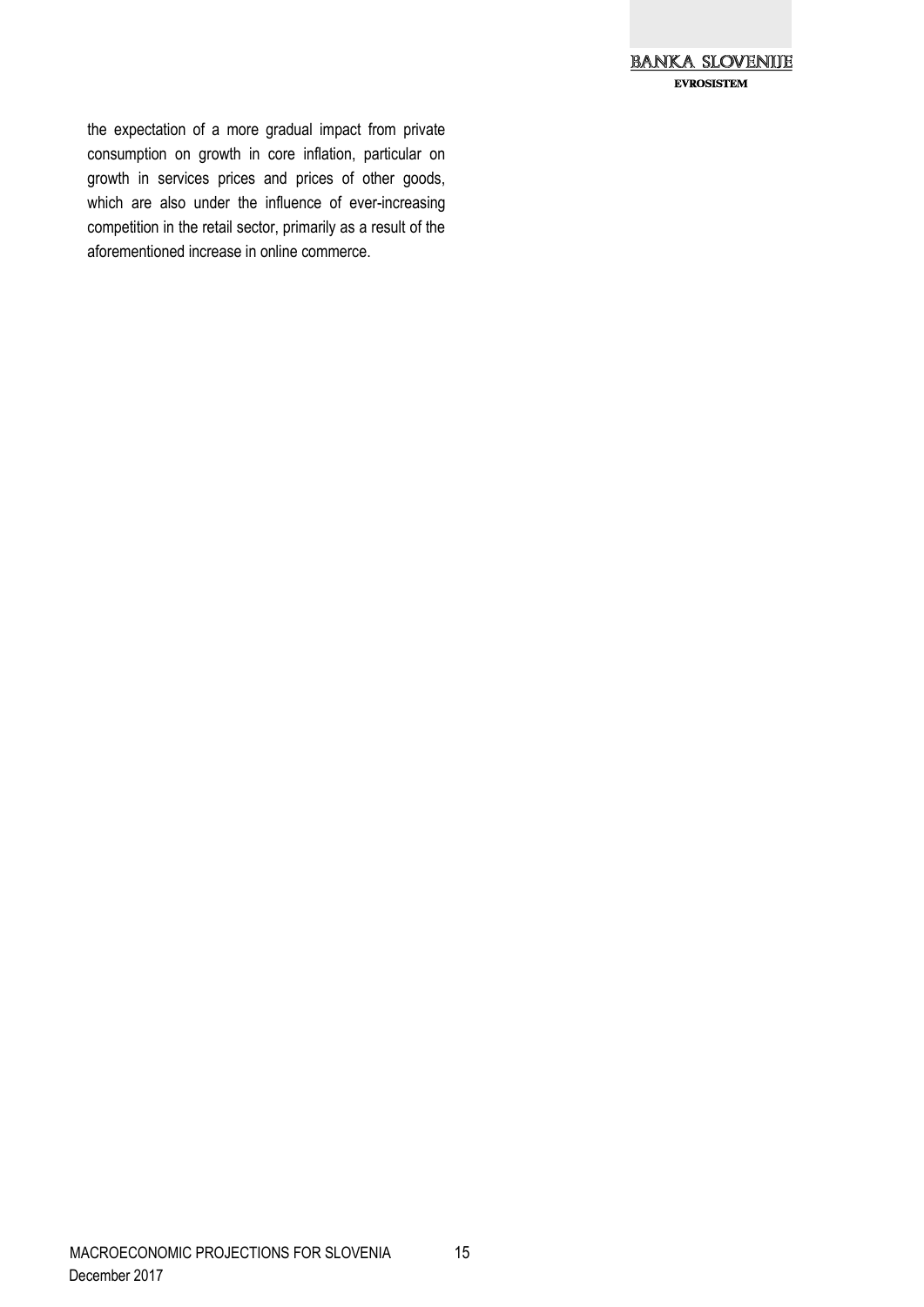the expectation of a more gradual impact from private consumption on growth in core inflation, particular on growth in services prices and prices of other goods, which are also under the influence of ever-increasing competition in the retail sector, primarily as a result of the aforementioned increase in online commerce.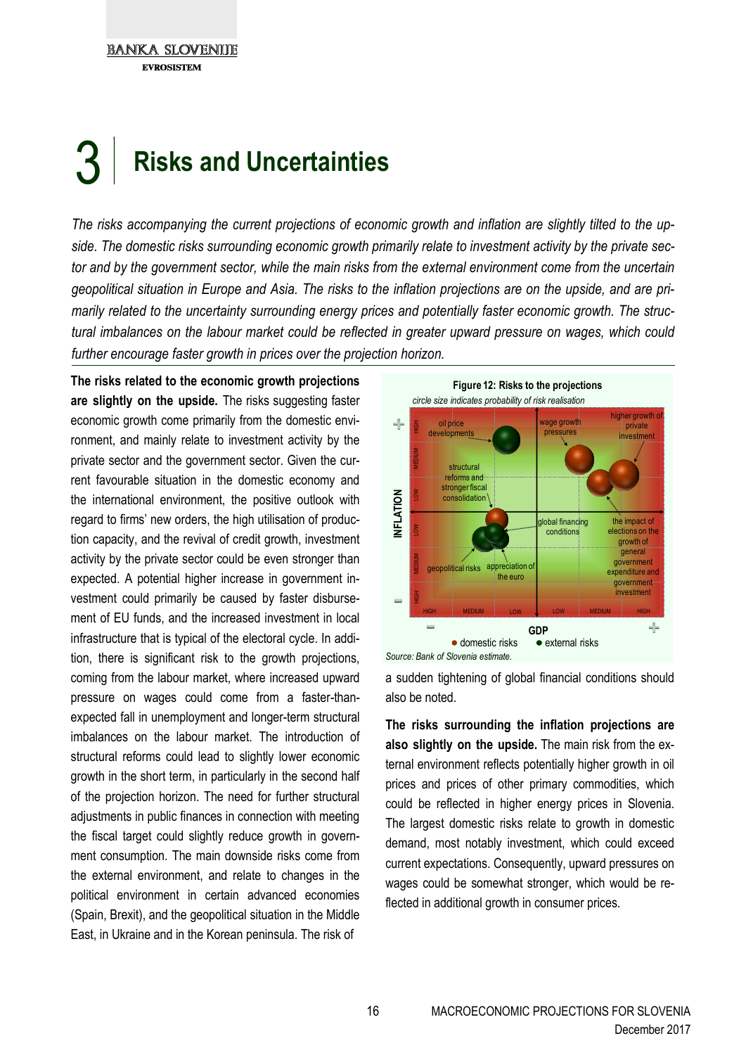# 3 Risks and Uncertainties

*The risks accompanying the current projections of economic growth and inflation are slightly tilted to the upside. The domestic risks surrounding economic growth primarily relate to investment activity by the private sector and by the government sector, while the main risks from the external environment come from the uncertain geopolitical situation in Europe and Asia. The risks to the inflation projections are on the upside, and are primarily related to the uncertainty surrounding energy prices and potentially faster economic growth. The structural imbalances on the labour market could be reflected in greater upward pressure on wages, which could further encourage faster growth in prices over the projection horizon.*

**The risks related to the economic growth projections are slightly on the upside.** The risks suggesting faster economic growth come primarily from the domestic environment, and mainly relate to investment activity by the private sector and the government sector. Given the current favourable situation in the domestic economy and the international environment, the positive outlook with regard to firms' new orders, the high utilisation of production capacity, and the revival of credit growth, investment activity by the private sector could be even stronger than expected. A potential higher increase in government investment could primarily be caused by faster disbursement of EU funds, and the increased investment in local infrastructure that is typical of the electoral cycle. In addition, there is significant risk to the growth projections, coming from the labour market, where increased upward pressure on wages could come from a faster-than-expected fall in unemployment and longer-term structural imbalances on the labour market. The introduction of structural reforms could lead to slightly lower economic growth in the short term, in particularly in the second half of the projection horizon. The need for further structural adjustments in public finances in connection with meeting the fiscal target could slightly reduce growth in government consumption. The main downside risks come from the external environment, and relate to changes in the political environment in certain advanced economies (Spain, Brexit), and the geopolitical situation in the Middle East, in Ukraine and in the Korean peninsula. The risk of a sudden tightening of global financial conditions should also be noted.

**Figure 12: Risks to the projections**

*circle size indicates probability of risk realisation*

*Source: Bank of Slovenia estimate.*

**The risks surrounding the inflation projections are also slightly on the upside.** The main risk from the external environment reflects potentially higher growth in oil prices and prices of other primary commodities, which could be reflected in higher energy prices in Slovenia. The largest domestic risks relate to growth in domestic demand, most notably investment, which could exceed current expectations. Consequently, upward pressures on wages could be somewhat stronger, which would be reflected in additional growth in consumer prices.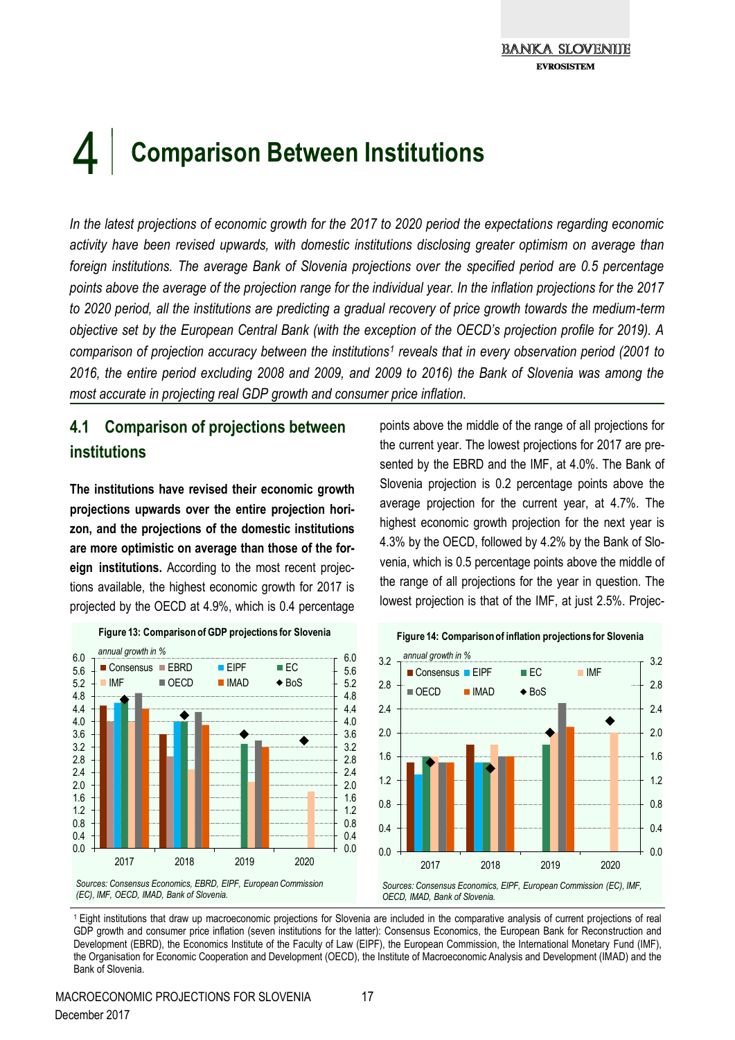# 4 Comparison Between Institutions

*In the latest projections of economic growth for the 2017 to 2020 period the expectations regarding economic activity have been revised upwards, with domestic institutions disclosing greater optimism on average than foreign institutions. The average Bank of Slovenia projections over the specified period are 0.5 percentage points above the average of the projection range for the individual year. In the inflation projections for the 2017 to 2020 period, all the institutions are predicting a gradual recovery of price growth towards the medium-term objective set by the European Central Bank (with the exception of the OECD's projection profile for 2019). A comparison of projection accuracy between the institutions[1] reveals that in every observation period (2001 to 2016, the entire period excluding 2008 and 2009, and 2009 to 2016) the Bank of Slovenia was among the most accurate in projecting real GDP growth and consumer price inflation.*

## 4.1 Comparison of projections between institutions

**The institutions have revised their economic growth projections upwards over the entire projection horizon, and the projections of the domestic institutions are more optimistic on average than those of the foreign institutions.** According to the most recent projections available, the highest economic growth for 2017 is projected by the OECD at 4.9%, which is 0.4 percentage points above the middle of the range of all projections for the current year. The lowest projections for 2017 are presented by the EBRD and the IMF, at 4.0%. The Bank of Slovenia projection is 0.2 percentage points above the average projection for the current year, at 4.7%. The highest economic growth projection for the next year is 4.3% by the OECD, followed by 4.2% by the Bank of Slovenia, which is 0.5 percentage points above the middle of the range of all projections for the year in question. The lowest projection is that of the IMF, at just 2.5%. Projec-

**Figure 13: Comparison of GDP projections for Slovenia**

*Sources: Consensus Economics, EBRD, EIPF, European Commission (EC), IMF, OECD, IMAD, Bank of Slovenia.*

**Figure 14: Comparison of inflation projections for Slovenia**

*Sources: Consensus Economics, EIPF, European Commission (EC), IMF, OECD, IMAD, Bank of Slovenia.*

[1] Eight institutions that draw up macroeconomic projections for Slovenia are included in the comparative analysis of current projections of real GDP growth and consumer price inflation (seven institutions for the latter): Consensus Economics, the European Bank for Reconstruction and Development (EBRD), the Economics Institute of the Faculty of Law (EIPF), the European Commission, the International Monetary Fund (IMF), the Organisation for Economic Cooperation and Development (OECD), the Institute of Macroeconomic Analysis and Development (IMAD) and the Bank of Slovenia.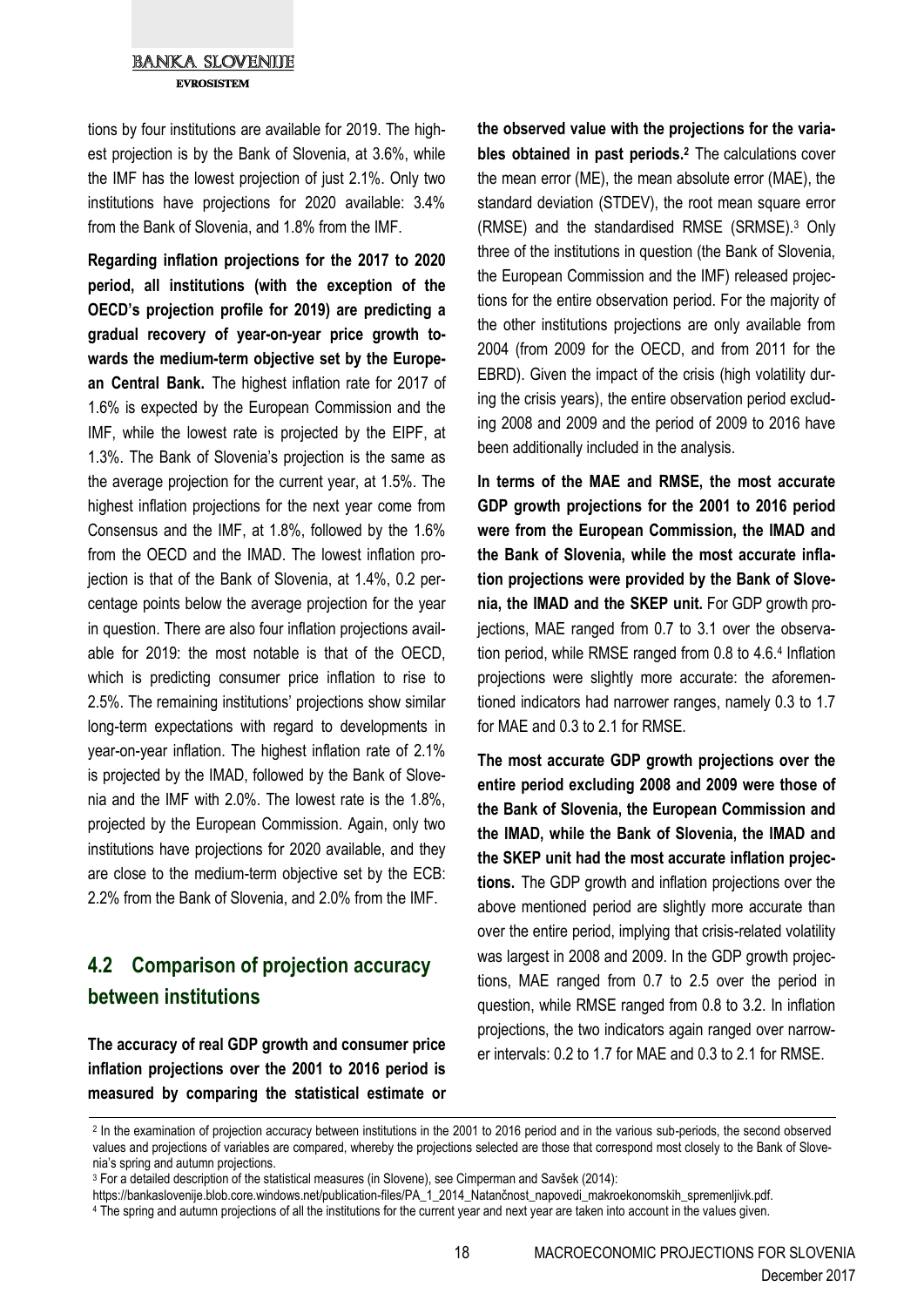tions by four institutions are available for 2019. The highest projection is by the Bank of Slovenia, at 3.6%, while the IMF has the lowest projection of just 2.1%. Only two institutions have projections for 2020 available: 3.4% from the Bank of Slovenia, and 1.8% from the IMF.

**Regarding inflation projections for the 2017 to 2020 period, all institutions (with the exception of the OECD's projection profile for 2019) are predicting a gradual recovery of year-on-year price growth towards the medium-term objective set by the European Central Bank.** The highest inflation rate for 2017 of 1.6% is expected by the European Commission and the IMF, while the lowest rate is projected by the EIPF, at 1.3%. The Bank of Slovenia's projection is the same as the average projection for the current year, at 1.5%. The highest inflation projections for the next year come from Consensus and the IMF, at 1.8%, followed by the 1.6% from the OECD and the IMAD. The lowest inflation projection is that of the Bank of Slovenia, at 1.4%, 0.2 percentage points below the average projection for the year in question. There are also four inflation projections available for 2019: the most notable is that of the OECD, which is predicting consumer price inflation to rise to 2.5%. The remaining institutions' projections show similar long-term expectations with regard to developments in year-on-year inflation. The highest inflation rate of 2.1% is projected by the IMAD, followed by the Bank of Slovenia and the IMF with 2.0%. The lowest rate is the 1.8%, projected by the European Commission. Again, only two institutions have projections for 2020 available, and they are close to the medium-term objective set by the ECB: 2.2% from the Bank of Slovenia, and 2.0% from the IMF.

## 4.2 Comparison of projection accuracy between institutions

**The accuracy of real GDP growth and consumer price inflation projections over the 2001 to 2016 period is measured by comparing the statistical estimate or the observed value with the projections for the variables obtained in past periods.[2]** The calculations cover the mean error (ME), the mean absolute error (MAE), the standard deviation (STDEV), the root mean square error (RMSE) and the standardised RMSE (SRMSE).[3] Only three of the institutions in question (the Bank of Slovenia, the European Commission and the IMF) released projections for the entire observation period. For the majority of the other institutions projections are only available from 2004 (from 2009 for the OECD, and from 2011 for the EBRD). Given the impact of the crisis (high volatility during the crisis years), the entire observation period excluding 2008 and 2009 and the period of 2009 to 2016 have been additionally included in the analysis.

**In terms of the MAE and RMSE, the most accurate GDP growth projections for the 2001 to 2016 period were from the European Commission, the IMAD and the Bank of Slovenia, while the most accurate inflation projections were provided by the Bank of Slovenia, the IMAD and the SKEP unit.** For GDP growth projections, MAE ranged from 0.7 to 3.1 over the observation period, while RMSE ranged from 0.8 to 4.6.[4] Inflation projections were slightly more accurate: the aforementioned indicators had narrower ranges, namely 0.3 to 1.7 for MAE and 0.3 to 2.1 for RMSE.

**The most accurate GDP growth projections over the entire period excluding 2008 and 2009 were those of the Bank of Slovenia, the European Commission and the IMAD, while the Bank of Slovenia, the IMAD and the SKEP unit had the most accurate inflation projections.** The GDP growth and inflation projections over the above mentioned period are slightly more accurate than over the entire period, implying that crisis-related volatility was largest in 2008 and 2009. In the GDP growth projections, MAE ranged from 0.7 to 2.5 over the period in question, while RMSE ranged from 0.8 to 3.2. In inflation projections, the two indicators again ranged over narrower intervals: 0.2 to 1.7 for MAE and 0.3 to 2.1 for RMSE.

---

[2] In the examination of projection accuracy between institutions in the 2001 to 2016 period and in the various sub-periods, the second observed values and projections of variables are compared, whereby the projections selected are those that correspond most closely to the Bank of Slovenia's spring and autumn projections.

[3] For a detailed description of the statistical measures (in Slovene), see Cimperman and Savšek (2014): https://bankaslovenije.blob.core.windows.net/publication-files/PA_1_2014_Natančnost_napovedi_makroekonomskih_spremenljivk.pdf.

[4] The spring and autumn projections of all the institutions for the current year and next year are taken into account in the values given.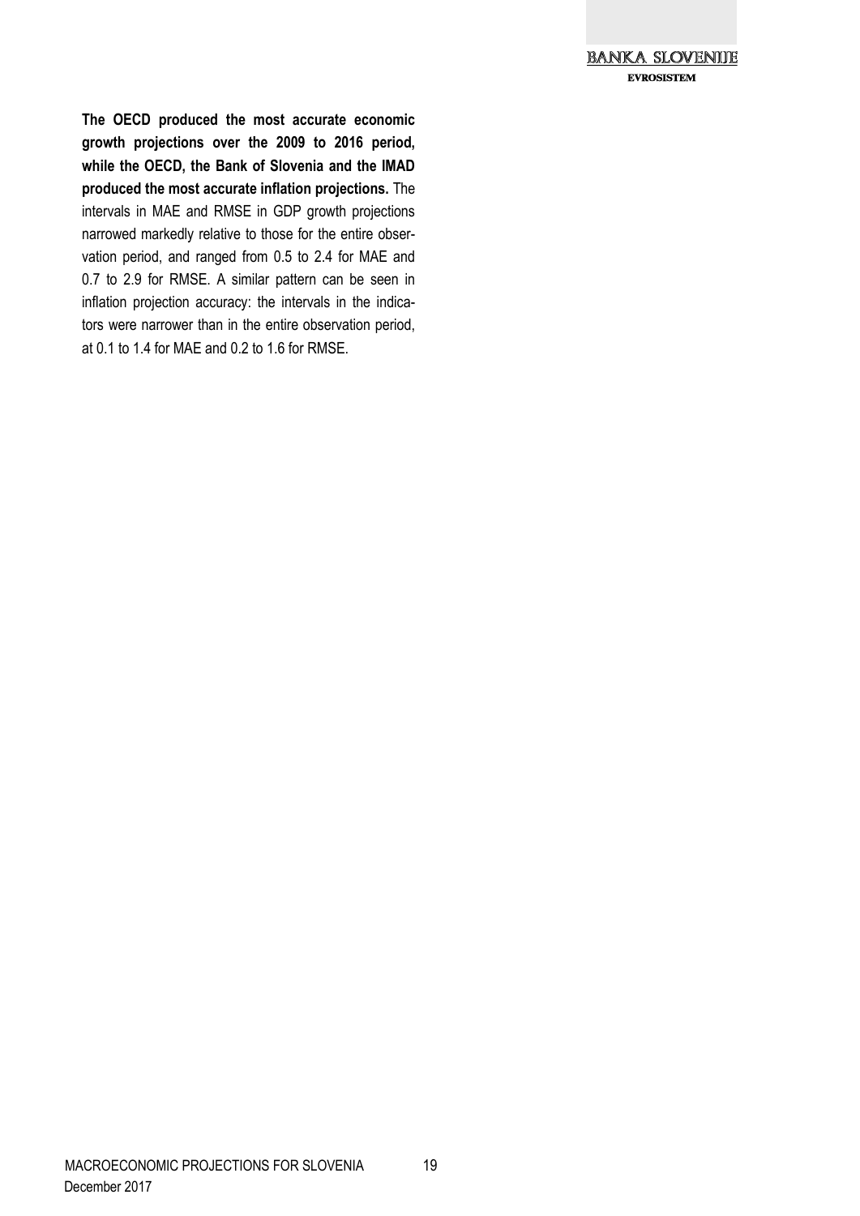**The OECD produced the most accurate economic growth projections over the 2009 to 2016 period, while the OECD, the Bank of Slovenia and the IMAD produced the most accurate inflation projections.** The intervals in MAE and RMSE in GDP growth projections narrowed markedly relative to those for the entire observation period, and ranged from 0.5 to 2.4 for MAE and 0.7 to 2.9 for RMSE. A similar pattern can be seen in inflation projection accuracy: the intervals in the indicators were narrower than in the entire observation period, at 0.1 to 1.4 for MAE and 0.2 to 1.6 for RMSE.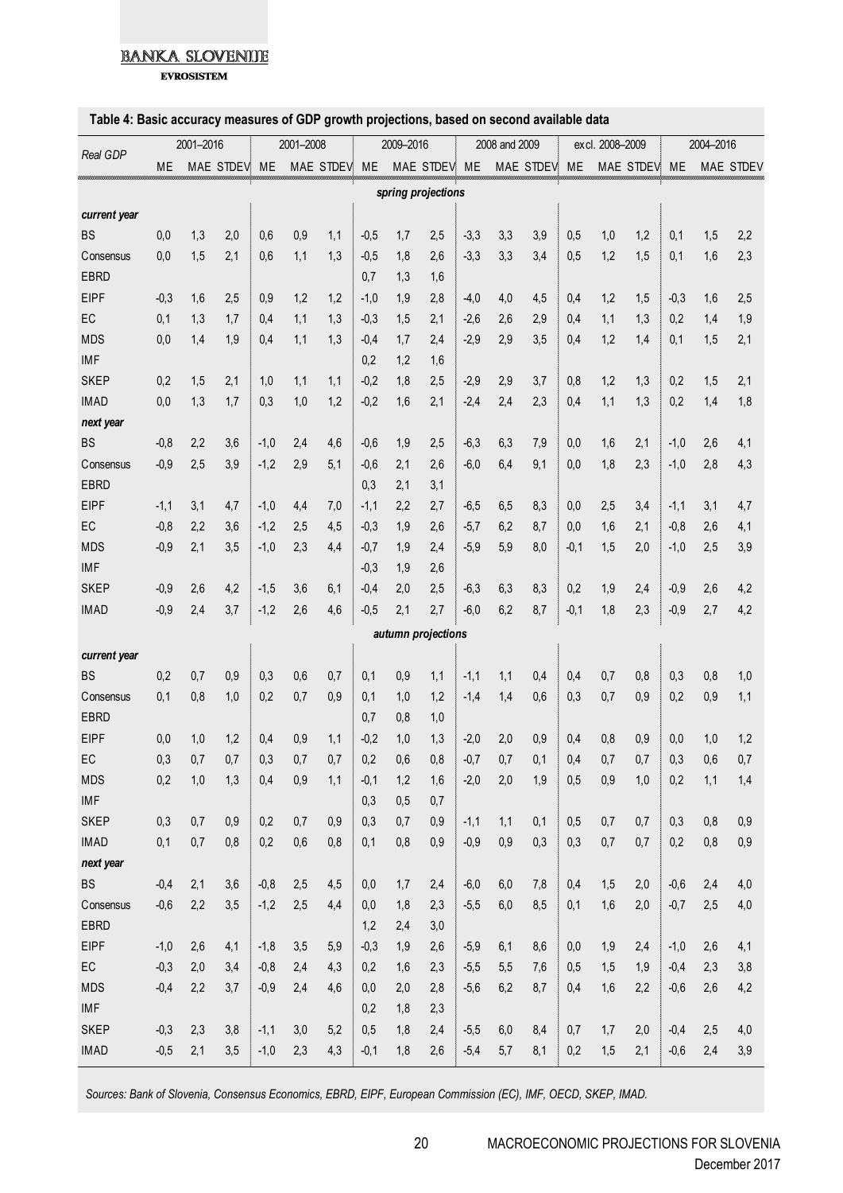**Table 4: Basic accuracy measures of GDP growth projections, based on second available data**

| Real GDP | 2001–2016 | | | 2001–2008 | | | 2009–2016 | | | 2008 and 2009 | | | excl. 2008–2009 | | | 2004–2016 | | |
|---|---|---|---|---|---|---|---|---|---|---|---|---|---|---|---|---|---|---|
| | ME | MAE | STDEV | ME | MAE | STDEV | ME | MAE | STDEV | ME | MAE | STDEV | ME | MAE | STDEV | ME | MAE | STDEV |
| *spring projections* | | | | | | | | | | | | | | | | | | |
| ***current year*** | | | | | | | | | | | | | | | | | | |
| BS | 0,0 | 1,3 | 2,0 | 0,6 | 0,9 | 1,1 | -0,5 | 1,7 | 2,5 | -3,3 | 3,3 | 3,9 | 0,5 | 1,0 | 1,2 | 0,1 | 1,5 | 2,2 |
| Consensus | 0,0 | 1,5 | 2,1 | 0,6 | 1,1 | 1,3 | -0,5 | 1,8 | 2,6 | -3,3 | 3,3 | 3,4 | 0,5 | 1,2 | 1,5 | 0,1 | 1,6 | 2,3 |
| EBRD | | | | | | | 0,7 | 1,3 | 1,6 | | | | | | | | | |
| EIPF | -0,3 | 1,6 | 2,5 | 0,9 | 1,2 | 1,2 | -1,0 | 1,9 | 2,8 | -4,0 | 4,0 | 4,5 | 0,4 | 1,2 | 1,5 | -0,3 | 1,6 | 2,5 |
| EC | 0,1 | 1,3 | 1,7 | 0,4 | 1,1 | 1,3 | -0,3 | 1,5 | 2,1 | -2,6 | 2,6 | 2,9 | 0,4 | 1,1 | 1,3 | 0,2 | 1,4 | 1,9 |
| MDS | 0,0 | 1,4 | 1,9 | 0,4 | 1,1 | 1,3 | -0,4 | 1,7 | 2,4 | -2,9 | 2,9 | 3,5 | 0,4 | 1,2 | 1,4 | 0,1 | 1,5 | 2,1 |
| IMF | | | | | | | 0,2 | 1,2 | 1,6 | | | | | | | | | |
| SKEP | 0,2 | 1,5 | 2,1 | 1,0 | 1,1 | 1,1 | -0,2 | 1,8 | 2,5 | -2,9 | 2,9 | 3,7 | 0,8 | 1,2 | 1,3 | 0,2 | 1,5 | 2,1 |
| IMAD | 0,0 | 1,3 | 1,7 | 0,3 | 1,0 | 1,2 | -0,2 | 1,6 | 2,1 | -2,4 | 2,4 | 2,3 | 0,4 | 1,1 | 1,3 | 0,2 | 1,4 | 1,8 |
| ***next year*** | | | | | | | | | | | | | | | | | | |
| BS | -0,8 | 2,2 | 3,6 | -1,0 | 2,4 | 4,6 | -0,6 | 1,9 | 2,5 | -6,3 | 6,3 | 7,9 | 0,0 | 1,6 | 2,1 | -1,0 | 2,6 | 4,1 |
| Consensus | -0,9 | 2,5 | 3,9 | -1,2 | 2,9 | 5,1 | -0,6 | 2,1 | 2,6 | -6,0 | 6,4 | 9,1 | 0,0 | 1,8 | 2,3 | -1,0 | 2,8 | 4,3 |
| EBRD | | | | | | | 0,3 | 2,1 | 3,1 | | | | | | | | | |
| EIPF | -1,1 | 3,1 | 4,7 | -1,0 | 4,4 | 7,0 | -1,1 | 2,2 | 2,7 | -6,5 | 6,5 | 8,3 | 0,0 | 2,5 | 3,4 | -1,1 | 3,1 | 4,7 |
| EC | -0,8 | 2,2 | 3,6 | -1,2 | 2,5 | 4,5 | -0,3 | 1,9 | 2,6 | -5,7 | 6,2 | 8,7 | 0,0 | 1,6 | 2,1 | -0,8 | 2,6 | 4,1 |
| MDS | -0,9 | 2,1 | 3,5 | -1,0 | 2,3 | 4,4 | -0,7 | 1,9 | 2,4 | -5,9 | 5,9 | 8,0 | -0,1 | 1,5 | 2,0 | -1,0 | 2,5 | 3,9 |
| IMF | | | | | | | -0,3 | 1,9 | 2,6 | | | | | | | | | |
| SKEP | -0,9 | 2,6 | 4,2 | -1,5 | 3,6 | 6,1 | -0,4 | 2,0 | 2,5 | -6,3 | 6,3 | 8,3 | 0,2 | 1,9 | 2,4 | -0,9 | 2,6 | 4,2 |
| IMAD | -0,9 | 2,4 | 3,7 | -1,2 | 2,6 | 4,6 | -0,5 | 2,1 | 2,7 | -6,0 | 6,2 | 8,7 | -0,1 | 1,8 | 2,3 | -0,9 | 2,7 | 4,2 |
| *autumn projections* | | | | | | | | | | | | | | | | | | |
| ***current year*** | | | | | | | | | | | | | | | | | | |
| BS | 0,2 | 0,7 | 0,9 | 0,3 | 0,6 | 0,7 | 0,1 | 0,9 | 1,1 | -1,1 | 1,1 | 0,4 | 0,4 | 0,7 | 0,8 | 0,3 | 0,8 | 1,0 |
| Consensus | 0,1 | 0,8 | 1,0 | 0,2 | 0,7 | 0,9 | 0,1 | 1,0 | 1,2 | -1,4 | 1,4 | 0,6 | 0,3 | 0,7 | 0,9 | 0,2 | 0,9 | 1,1 |
| EBRD | | | | | | | 0,7 | 0,8 | 1,0 | | | | | | | | | |
| EIPF | 0,0 | 1,0 | 1,2 | 0,4 | 0,9 | 1,1 | -0,2 | 1,0 | 1,3 | -2,0 | 2,0 | 0,9 | 0,4 | 0,8 | 0,9 | 0,0 | 1,0 | 1,2 |
| EC | 0,3 | 0,7 | 0,7 | 0,3 | 0,7 | 0,7 | 0,2 | 0,6 | 0,8 | -0,7 | 0,7 | 0,1 | 0,4 | 0,7 | 0,7 | 0,3 | 0,6 | 0,7 |
| MDS | 0,2 | 1,0 | 1,3 | 0,4 | 0,9 | 1,1 | -0,1 | 1,2 | 1,6 | -2,0 | 2,0 | 1,9 | 0,5 | 0,9 | 1,0 | 0,2 | 1,1 | 1,4 |
| IMF | | | | | | | 0,3 | 0,5 | 0,7 | | | | | | | | | |
| SKEP | 0,3 | 0,7 | 0,9 | 0,2 | 0,7 | 0,9 | 0,3 | 0,7 | 0,9 | -1,1 | 1,1 | 0,1 | 0,5 | 0,7 | 0,7 | 0,3 | 0,8 | 0,9 |
| IMAD | 0,1 | 0,7 | 0,8 | 0,2 | 0,6 | 0,8 | 0,1 | 0,8 | 0,9 | -0,9 | 0,9 | 0,3 | 0,3 | 0,7 | 0,7 | 0,2 | 0,8 | 0,9 |
| ***next year*** | | | | | | | | | | | | | | | | | | |
| BS | -0,4 | 2,1 | 3,6 | -0,8 | 2,5 | 4,5 | 0,0 | 1,7 | 2,4 | -6,0 | 6,0 | 7,8 | 0,4 | 1,5 | 2,0 | -0,6 | 2,4 | 4,0 |
| Consensus | -0,6 | 2,2 | 3,5 | -1,2 | 2,5 | 4,4 | 0,0 | 1,8 | 2,3 | -5,5 | 6,0 | 8,5 | 0,1 | 1,6 | 2,0 | -0,7 | 2,5 | 4,0 |
| EBRD | | | | | | | 1,2 | 2,4 | 3,0 | | | | | | | | | |
| EIPF | -1,0 | 2,6 | 4,1 | -1,8 | 3,5 | 5,9 | -0,3 | 1,9 | 2,6 | -5,9 | 6,1 | 8,6 | 0,0 | 1,9 | 2,4 | -1,0 | 2,6 | 4,1 |
| EC | -0,3 | 2,0 | 3,4 | -0,8 | 2,4 | 4,3 | 0,2 | 1,6 | 2,3 | -5,5 | 5,5 | 7,6 | 0,5 | 1,5 | 1,9 | -0,4 | 2,3 | 3,8 |
| MDS | -0,4 | 2,2 | 3,7 | -0,9 | 2,4 | 4,6 | 0,0 | 2,0 | 2,8 | -5,6 | 6,2 | 8,7 | 0,4 | 1,6 | 2,2 | -0,6 | 2,6 | 4,2 |
| IMF | | | | | | | 0,2 | 1,8 | 2,3 | | | | | | | | | |
| SKEP | -0,3 | 2,3 | 3,8 | -1,1 | 3,0 | 5,2 | 0,5 | 1,8 | 2,4 | -5,5 | 6,0 | 8,4 | 0,7 | 1,7 | 2,0 | -0,4 | 2,5 | 4,0 |
| IMAD | -0,5 | 2,1 | 3,5 | -1,0 | 2,3 | 4,3 | -0,1 | 1,8 | 2,6 | -5,4 | 5,7 | 8,1 | 0,2 | 1,5 | 2,1 | -0,6 | 2,4 | 3,9 |

*Sources: Bank of Slovenia, Consensus Economics, EBRD, EIPF, European Commission (EC), IMF, OECD, SKEP, IMAD.*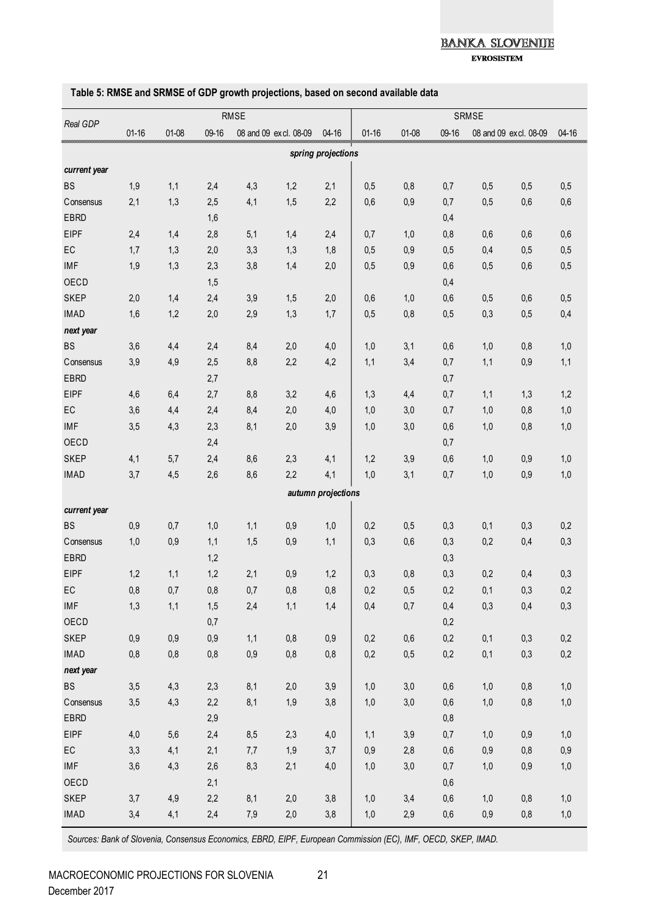**Table 5: RMSE and SRMSE of GDP growth projections, based on second available data**

| Real GDP | RMSE | | | | | | SRMSE | | | | | |
|---|---|---|---|---|---|---|---|---|---|---|---|---|
| | 01-16 | 01-08 | 09-16 | 08 and 09 | excl. 08-09 | 04-16 | 01-16 | 01-08 | 09-16 | 08 and 09 | excl. 08-09 | 04-16 |
| | | | | | | *spring projections* | | | | | | |
| ***current year*** | | | | | | | | | | | | |
| BS | 1,9 | 1,1 | 2,4 | 4,3 | 1,2 | 2,1 | 0,5 | 0,8 | 0,7 | 0,5 | 0,5 | 0,5 |
| Consensus | 2,1 | 1,3 | 2,5 | 4,1 | 1,5 | 2,2 | 0,6 | 0,9 | 0,7 | 0,5 | 0,6 | 0,6 |
| EBRD | | | 1,6 | | | | | | 0,4 | | | |
| EIPF | 2,4 | 1,4 | 2,8 | 5,1 | 1,4 | 2,4 | 0,7 | 1,0 | 0,8 | 0,6 | 0,6 | 0,6 |
| EC | 1,7 | 1,3 | 2,0 | 3,3 | 1,3 | 1,8 | 0,5 | 0,9 | 0,5 | 0,4 | 0,5 | 0,5 |
| IMF | 1,9 | 1,3 | 2,3 | 3,8 | 1,4 | 2,0 | 0,5 | 0,9 | 0,6 | 0,5 | 0,6 | 0,5 |
| OECD | | | 1,5 | | | | | | 0,4 | | | |
| SKEP | 2,0 | 1,4 | 2,4 | 3,9 | 1,5 | 2,0 | 0,6 | 1,0 | 0,6 | 0,5 | 0,6 | 0,5 |
| IMAD | 1,6 | 1,2 | 2,0 | 2,9 | 1,3 | 1,7 | 0,5 | 0,8 | 0,5 | 0,3 | 0,5 | 0,4 |
| ***next year*** | | | | | | | | | | | | |
| BS | 3,6 | 4,4 | 2,4 | 8,4 | 2,0 | 4,0 | 1,0 | 3,1 | 0,6 | 1,0 | 0,8 | 1,0 |
| Consensus | 3,9 | 4,9 | 2,5 | 8,8 | 2,2 | 4,2 | 1,1 | 3,4 | 0,7 | 1,1 | 0,9 | 1,1 |
| EBRD | | | 2,7 | | | | | | 0,7 | | | |
| EIPF | 4,6 | 6,4 | 2,7 | 8,8 | 3,2 | 4,6 | 1,3 | 4,4 | 0,7 | 1,1 | 1,3 | 1,2 |
| EC | 3,6 | 4,4 | 2,4 | 8,4 | 2,0 | 4,0 | 1,0 | 3,0 | 0,7 | 1,0 | 0,8 | 1,0 |
| IMF | 3,5 | 4,3 | 2,3 | 8,1 | 2,0 | 3,9 | 1,0 | 3,0 | 0,6 | 1,0 | 0,8 | 1,0 |
| OECD | | | 2,4 | | | | | | 0,7 | | | |
| SKEP | 4,1 | 5,7 | 2,4 | 8,6 | 2,3 | 4,1 | 1,2 | 3,9 | 0,6 | 1,0 | 0,9 | 1,0 |
| IMAD | 3,7 | 4,5 | 2,6 | 8,6 | 2,2 | 4,1 | 1,0 | 3,1 | 0,7 | 1,0 | 0,9 | 1,0 |
| | | | | | | *autumn projections* | | | | | | |
| ***current year*** | | | | | | | | | | | | |
| BS | 0,9 | 0,7 | 1,0 | 1,1 | 0,9 | 1,0 | 0,2 | 0,5 | 0,3 | 0,1 | 0,3 | 0,2 |
| Consensus | 1,0 | 0,9 | 1,1 | 1,5 | 0,9 | 1,1 | 0,3 | 0,6 | 0,3 | 0,2 | 0,4 | 0,3 |
| EBRD | | | 1,2 | | | | | | 0,3 | | | |
| EIPF | 1,2 | 1,1 | 1,2 | 2,1 | 0,9 | 1,2 | 0,3 | 0,8 | 0,3 | 0,2 | 0,4 | 0,3 |
| EC | 0,8 | 0,7 | 0,8 | 0,7 | 0,8 | 0,8 | 0,2 | 0,5 | 0,2 | 0,1 | 0,3 | 0,2 |
| IMF | 1,3 | 1,1 | 1,5 | 2,4 | 1,1 | 1,4 | 0,4 | 0,7 | 0,4 | 0,3 | 0,4 | 0,3 |
| OECD | | | 0,7 | | | | | | 0,2 | | | |
| SKEP | 0,9 | 0,9 | 0,9 | 1,1 | 0,8 | 0,9 | 0,2 | 0,6 | 0,2 | 0,1 | 0,3 | 0,2 |
| IMAD | 0,8 | 0,8 | 0,8 | 0,9 | 0,8 | 0,8 | 0,2 | 0,5 | 0,2 | 0,1 | 0,3 | 0,2 |
| ***next year*** | | | | | | | | | | | | |
| BS | 3,5 | 4,3 | 2,3 | 8,1 | 2,0 | 3,9 | 1,0 | 3,0 | 0,6 | 1,0 | 0,8 | 1,0 |
| Consensus | 3,5 | 4,3 | 2,2 | 8,1 | 1,9 | 3,8 | 1,0 | 3,0 | 0,6 | 1,0 | 0,8 | 1,0 |
| EBRD | | | 2,9 | | | | | | 0,8 | | | |
| EIPF | 4,0 | 5,6 | 2,4 | 8,5 | 2,3 | 4,0 | 1,1 | 3,9 | 0,7 | 1,0 | 0,9 | 1,0 |
| EC | 3,3 | 4,1 | 2,1 | 7,7 | 1,9 | 3,7 | 0,9 | 2,8 | 0,6 | 0,9 | 0,8 | 0,9 |
| IMF | 3,6 | 4,3 | 2,6 | 8,3 | 2,1 | 4,0 | 1,0 | 3,0 | 0,7 | 1,0 | 0,9 | 1,0 |
| OECD | | | 2,1 | | | | | | 0,6 | | | |
| SKEP | 3,7 | 4,9 | 2,2 | 8,1 | 2,0 | 3,8 | 1,0 | 3,4 | 0,6 | 1,0 | 0,8 | 1,0 |
| IMAD | 3,4 | 4,1 | 2,4 | 7,9 | 2,0 | 3,8 | 1,0 | 2,9 | 0,6 | 0,9 | 0,8 | 1,0 |

*Sources: Bank of Slovenia, Consensus Economics, EBRD, EIPF, European Commission (EC), IMF, OECD, SKEP, IMAD.*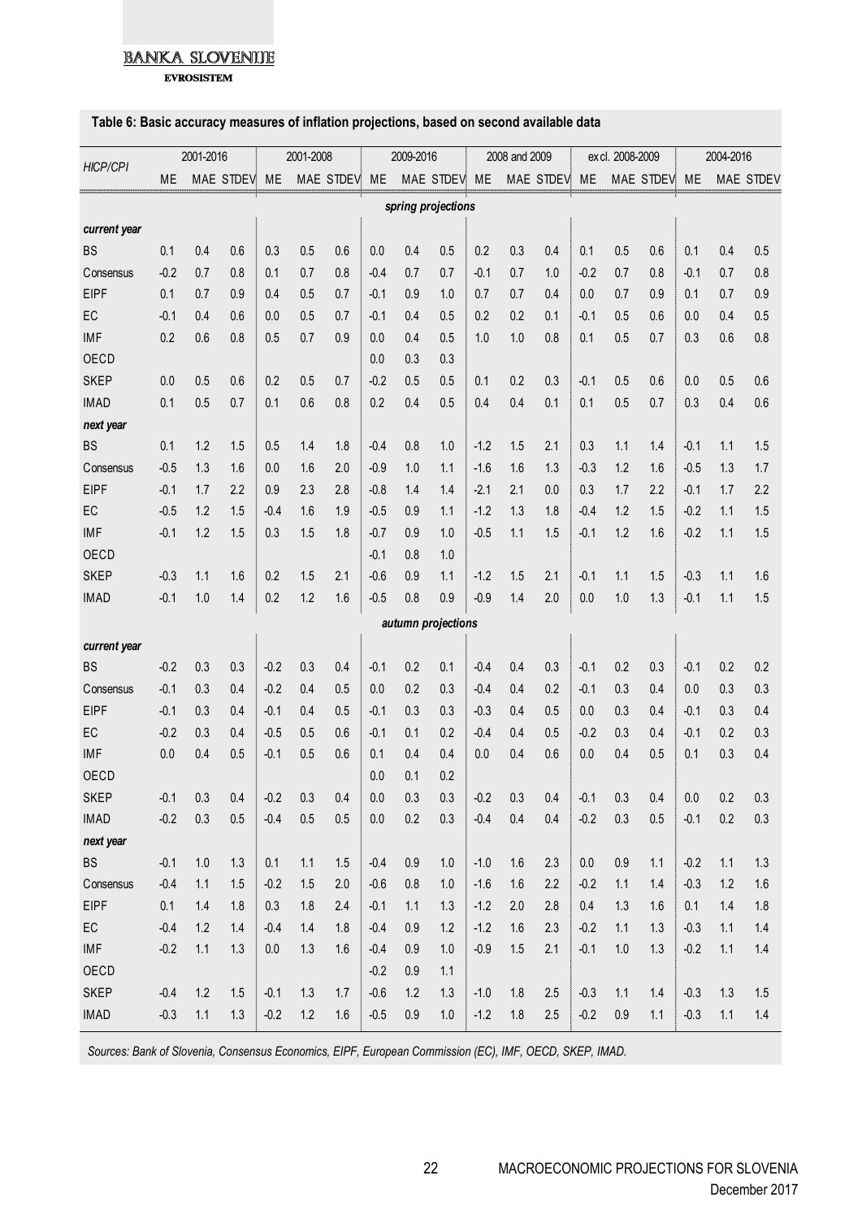**Table 6: Basic accuracy measures of inflation projections, based on second available data**

| HICP/CPI | 2001-2016 | | | 2001-2008 | | | 2009-2016 | | | 2008 and 2009 | | | excl. 2008-2009 | | | 2004-2016 | | |
|---|---|---|---|---|---|---|---|---|---|---|---|---|---|---|---|---|---|---|
| | ME | MAE | STDEV | ME | MAE | STDEV | ME | MAE | STDEV | ME | MAE | STDEV | ME | MAE | STDEV | ME | MAE | STDEV |
| *spring projections* | | | | | | | | | | | | | | | | | | |
| ***current year*** | | | | | | | | | | | | | | | | | | |
| BS | 0.1 | 0.4 | 0.6 | 0.3 | 0.5 | 0.6 | 0.0 | 0.4 | 0.5 | 0.2 | 0.3 | 0.4 | 0.1 | 0.5 | 0.6 | 0.1 | 0.4 | 0.5 |
| Consensus | -0.2 | 0.7 | 0.8 | 0.1 | 0.7 | 0.8 | -0.4 | 0.7 | 0.7 | -0.1 | 0.7 | 1.0 | -0.2 | 0.7 | 0.8 | -0.1 | 0.7 | 0.8 |
| EIPF | 0.1 | 0.7 | 0.9 | 0.4 | 0.5 | 0.7 | -0.1 | 0.9 | 1.0 | 0.7 | 0.7 | 0.4 | 0.0 | 0.7 | 0.9 | 0.1 | 0.7 | 0.9 |
| EC | -0.1 | 0.4 | 0.6 | 0.0 | 0.5 | 0.7 | -0.1 | 0.4 | 0.5 | 0.2 | 0.2 | 0.1 | -0.1 | 0.5 | 0.6 | 0.0 | 0.4 | 0.5 |
| IMF | 0.2 | 0.6 | 0.8 | 0.5 | 0.7 | 0.9 | 0.0 | 0.4 | 0.5 | 1.0 | 1.0 | 0.8 | 0.1 | 0.5 | 0.7 | 0.3 | 0.6 | 0.8 |
| OECD | | | | | | | 0.0 | 0.3 | 0.3 | | | | | | | | | |
| SKEP | 0.0 | 0.5 | 0.6 | 0.2 | 0.5 | 0.7 | -0.2 | 0.5 | 0.5 | 0.1 | 0.2 | 0.3 | -0.1 | 0.5 | 0.6 | 0.0 | 0.5 | 0.6 |
| IMAD | 0.1 | 0.5 | 0.7 | 0.1 | 0.6 | 0.8 | 0.2 | 0.4 | 0.5 | 0.4 | 0.4 | 0.1 | 0.1 | 0.5 | 0.7 | 0.3 | 0.4 | 0.6 |
| ***next year*** | | | | | | | | | | | | | | | | | | |
| BS | 0.1 | 1.2 | 1.5 | 0.5 | 1.4 | 1.8 | -0.4 | 0.8 | 1.0 | -1.2 | 1.5 | 2.1 | 0.3 | 1.1 | 1.4 | -0.1 | 1.1 | 1.5 |
| Consensus | -0.5 | 1.3 | 1.6 | 0.0 | 1.6 | 2.0 | -0.9 | 1.0 | 1.1 | -1.6 | 1.6 | 1.3 | -0.3 | 1.2 | 1.6 | -0.5 | 1.3 | 1.7 |
| EIPF | -0.1 | 1.7 | 2.2 | 0.9 | 2.3 | 2.8 | -0.8 | 1.4 | 1.4 | -2.1 | 2.1 | 0.0 | 0.3 | 1.7 | 2.2 | -0.1 | 1.7 | 2.2 |
| EC | -0.5 | 1.2 | 1.5 | -0.4 | 1.6 | 1.9 | -0.5 | 0.9 | 1.1 | -1.2 | 1.3 | 1.8 | -0.4 | 1.2 | 1.5 | -0.2 | 1.1 | 1.5 |
| IMF | -0.1 | 1.2 | 1.5 | 0.3 | 1.5 | 1.8 | -0.7 | 0.9 | 1.0 | -0.5 | 1.1 | 1.5 | -0.1 | 1.2 | 1.6 | -0.2 | 1.1 | 1.5 |
| OECD | | | | | | | -0.1 | 0.8 | 1.0 | | | | | | | | | |
| SKEP | -0.3 | 1.1 | 1.6 | 0.2 | 1.5 | 2.1 | -0.6 | 0.9 | 1.1 | -1.2 | 1.5 | 2.1 | -0.1 | 1.1 | 1.5 | -0.3 | 1.1 | 1.6 |
| IMAD | -0.1 | 1.0 | 1.4 | 0.2 | 1.2 | 1.6 | -0.5 | 0.8 | 0.9 | -0.9 | 1.4 | 2.0 | 0.0 | 1.0 | 1.3 | -0.1 | 1.1 | 1.5 |
| *autumn projections* | | | | | | | | | | | | | | | | | | |
| ***current year*** | | | | | | | | | | | | | | | | | | |
| BS | -0.2 | 0.3 | 0.3 | -0.2 | 0.3 | 0.4 | -0.1 | 0.2 | 0.1 | -0.4 | 0.4 | 0.3 | -0.1 | 0.2 | 0.3 | -0.1 | 0.2 | 0.2 |
| Consensus | -0.1 | 0.3 | 0.4 | -0.2 | 0.4 | 0.5 | 0.0 | 0.2 | 0.3 | -0.4 | 0.4 | 0.2 | -0.1 | 0.3 | 0.4 | 0.0 | 0.3 | 0.3 |
| EIPF | -0.1 | 0.3 | 0.4 | -0.1 | 0.4 | 0.5 | -0.1 | 0.3 | 0.3 | -0.3 | 0.4 | 0.5 | 0.0 | 0.3 | 0.4 | -0.1 | 0.3 | 0.4 |
| EC | -0.2 | 0.3 | 0.4 | -0.5 | 0.5 | 0.6 | -0.1 | 0.1 | 0.2 | -0.4 | 0.4 | 0.5 | -0.2 | 0.3 | 0.4 | -0.1 | 0.2 | 0.3 |
| IMF | 0.0 | 0.4 | 0.5 | -0.1 | 0.5 | 0.6 | 0.1 | 0.4 | 0.4 | 0.0 | 0.4 | 0.6 | 0.0 | 0.4 | 0.5 | 0.1 | 0.3 | 0.4 |
| OECD | | | | | | | 0.0 | 0.1 | 0.2 | | | | | | | | | |
| SKEP | -0.1 | 0.3 | 0.4 | -0.2 | 0.3 | 0.4 | 0.0 | 0.3 | 0.3 | -0.2 | 0.3 | 0.4 | -0.1 | 0.3 | 0.4 | 0.0 | 0.2 | 0.3 |
| IMAD | -0.2 | 0.3 | 0.5 | -0.4 | 0.5 | 0.5 | 0.0 | 0.2 | 0.3 | -0.4 | 0.4 | 0.4 | -0.2 | 0.3 | 0.5 | -0.1 | 0.2 | 0.3 |
| ***next year*** | | | | | | | | | | | | | | | | | | |
| BS | -0.1 | 1.0 | 1.3 | 0.1 | 1.1 | 1.5 | -0.4 | 0.9 | 1.0 | -1.0 | 1.6 | 2.3 | 0.0 | 0.9 | 1.1 | -0.2 | 1.1 | 1.3 |
| Consensus | -0.4 | 1.1 | 1.5 | -0.2 | 1.5 | 2.0 | -0.6 | 0.8 | 1.0 | -1.6 | 1.6 | 2.2 | -0.2 | 1.1 | 1.4 | -0.3 | 1.2 | 1.6 |
| EIPF | 0.1 | 1.4 | 1.8 | 0.3 | 1.8 | 2.4 | -0.1 | 1.1 | 1.3 | -1.2 | 2.0 | 2.8 | 0.4 | 1.3 | 1.6 | 0.1 | 1.4 | 1.8 |
| EC | -0.4 | 1.2 | 1.4 | -0.4 | 1.4 | 1.8 | -0.4 | 0.9 | 1.2 | -1.2 | 1.6 | 2.3 | -0.2 | 1.1 | 1.3 | -0.3 | 1.1 | 1.4 |
| IMF | -0.2 | 1.1 | 1.3 | 0.0 | 1.3 | 1.6 | -0.4 | 0.9 | 1.0 | -0.9 | 1.5 | 2.1 | -0.1 | 1.0 | 1.3 | -0.2 | 1.1 | 1.4 |
| OECD | | | | | | | -0.2 | 0.9 | 1.1 | | | | | | | | | |
| SKEP | -0.4 | 1.2 | 1.5 | -0.1 | 1.3 | 1.7 | -0.6 | 1.2 | 1.3 | -1.0 | 1.8 | 2.5 | -0.3 | 1.1 | 1.4 | -0.3 | 1.3 | 1.5 |
| IMAD | -0.3 | 1.1 | 1.3 | -0.2 | 1.2 | 1.6 | -0.5 | 0.9 | 1.0 | -1.2 | 1.8 | 2.5 | -0.2 | 0.9 | 1.1 | -0.3 | 1.1 | 1.4 |

*Sources: Bank of Slovenia, Consensus Economics, EIPF, European Commission (EC), IMF, OECD, SKEP, IMAD.*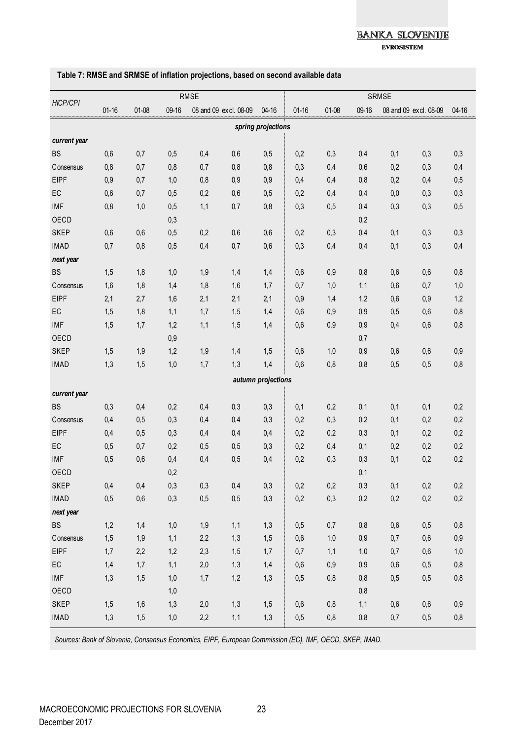**Table 7: RMSE and SRMSE of inflation projections, based on second available data**

| HICP/CPI | RMSE | | | | | | SRMSE | | | | | |
|---|---|---|---|---|---|---|---|---|---|---|---|---|
| | 01-16 | 01-08 | 09-16 | 08 and 09 | excl. 08-09 | 04-16 | 01-16 | 01-08 | 09-16 | 08 and 09 | excl. 08-09 | 04-16 |
| *spring projections* | | | | | | | | | | | | |
| ***current year*** | | | | | | | | | | | | |
| BS | 0,6 | 0,7 | 0,5 | 0,4 | 0,6 | 0,5 | 0,2 | 0,3 | 0,4 | 0,1 | 0,3 | 0,3 |
| Consensus | 0,8 | 0,7 | 0,8 | 0,7 | 0,8 | 0,8 | 0,3 | 0,4 | 0,6 | 0,2 | 0,3 | 0,4 |
| EIPF | 0,9 | 0,7 | 1,0 | 0,8 | 0,9 | 0,9 | 0,4 | 0,4 | 0,8 | 0,2 | 0,4 | 0,5 |
| EC | 0,6 | 0,7 | 0,5 | 0,2 | 0,6 | 0,5 | 0,2 | 0,4 | 0,4 | 0,0 | 0,3 | 0,3 |
| IMF | 0,8 | 1,0 | 0,5 | 1,1 | 0,7 | 0,8 | 0,3 | 0,5 | 0,4 | 0,3 | 0,3 | 0,5 |
| OECD | | | 0,3 | | | | | | 0,2 | | | |
| SKEP | 0,6 | 0,6 | 0,5 | 0,2 | 0,6 | 0,6 | 0,2 | 0,3 | 0,4 | 0,1 | 0,3 | 0,3 |
| IMAD | 0,7 | 0,8 | 0,5 | 0,4 | 0,7 | 0,6 | 0,3 | 0,4 | 0,4 | 0,1 | 0,3 | 0,4 |
| ***next year*** | | | | | | | | | | | | |
| BS | 1,5 | 1,8 | 1,0 | 1,9 | 1,4 | 1,4 | 0,6 | 0,9 | 0,8 | 0,6 | 0,6 | 0,8 |
| Consensus | 1,6 | 1,8 | 1,4 | 1,8 | 1,6 | 1,7 | 0,7 | 1,0 | 1,1 | 0,6 | 0,7 | 1,0 |
| EIPF | 2,1 | 2,7 | 1,6 | 2,1 | 2,1 | 2,1 | 0,9 | 1,4 | 1,2 | 0,6 | 0,9 | 1,2 |
| EC | 1,5 | 1,8 | 1,1 | 1,7 | 1,5 | 1,4 | 0,6 | 0,9 | 0,9 | 0,5 | 0,6 | 0,8 |
| IMF | 1,5 | 1,7 | 1,2 | 1,1 | 1,5 | 1,4 | 0,6 | 0,9 | 0,9 | 0,4 | 0,6 | 0,8 |
| OECD | | | 0,9 | | | | | | 0,7 | | | |
| SKEP | 1,5 | 1,9 | 1,2 | 1,9 | 1,4 | 1,5 | 0,6 | 1,0 | 0,9 | 0,6 | 0,6 | 0,9 |
| IMAD | 1,3 | 1,5 | 1,0 | 1,7 | 1,3 | 1,4 | 0,6 | 0,8 | 0,8 | 0,5 | 0,5 | 0,8 |
| *autumn projections* | | | | | | | | | | | | |
| ***current year*** | | | | | | | | | | | | |
| BS | 0,3 | 0,4 | 0,2 | 0,4 | 0,3 | 0,3 | 0,1 | 0,2 | 0,1 | 0,1 | 0,1 | 0,2 |
| Consensus | 0,4 | 0,5 | 0,3 | 0,4 | 0,4 | 0,3 | 0,2 | 0,3 | 0,2 | 0,1 | 0,2 | 0,2 |
| EIPF | 0,4 | 0,5 | 0,3 | 0,4 | 0,4 | 0,4 | 0,2 | 0,2 | 0,3 | 0,1 | 0,2 | 0,2 |
| EC | 0,5 | 0,7 | 0,2 | 0,5 | 0,5 | 0,3 | 0,2 | 0,4 | 0,1 | 0,2 | 0,2 | 0,2 |
| IMF | 0,5 | 0,6 | 0,4 | 0,4 | 0,5 | 0,4 | 0,2 | 0,3 | 0,3 | 0,1 | 0,2 | 0,2 |
| OECD | | | 0,2 | | | | | | 0,1 | | | |
| SKEP | 0,4 | 0,4 | 0,3 | 0,3 | 0,4 | 0,3 | 0,2 | 0,2 | 0,3 | 0,1 | 0,2 | 0,2 |
| IMAD | 0,5 | 0,6 | 0,3 | 0,5 | 0,5 | 0,3 | 0,2 | 0,3 | 0,2 | 0,2 | 0,2 | 0,2 |
| ***next year*** | | | | | | | | | | | | |
| BS | 1,2 | 1,4 | 1,0 | 1,9 | 1,1 | 1,3 | 0,5 | 0,7 | 0,8 | 0,6 | 0,5 | 0,8 |
| Consensus | 1,5 | 1,9 | 1,1 | 2,2 | 1,3 | 1,5 | 0,6 | 1,0 | 0,9 | 0,7 | 0,6 | 0,9 |
| EIPF | 1,7 | 2,2 | 1,2 | 2,3 | 1,5 | 1,7 | 0,7 | 1,1 | 1,0 | 0,7 | 0,6 | 1,0 |
| EC | 1,4 | 1,7 | 1,1 | 2,0 | 1,3 | 1,4 | 0,6 | 0,9 | 0,9 | 0,6 | 0,5 | 0,8 |
| IMF | 1,3 | 1,5 | 1,0 | 1,7 | 1,2 | 1,3 | 0,5 | 0,8 | 0,8 | 0,5 | 0,5 | 0,8 |
| OECD | | | 1,0 | | | | | | 0,8 | | | |
| SKEP | 1,5 | 1,6 | 1,3 | 2,0 | 1,3 | 1,5 | 0,6 | 0,8 | 1,1 | 0,6 | 0,6 | 0,9 |
| IMAD | 1,3 | 1,5 | 1,0 | 2,2 | 1,1 | 1,3 | 0,5 | 0,8 | 0,8 | 0,7 | 0,5 | 0,8 |

*Sources: Bank of Slovenia, Consensus Economics, EIPF, European Commission (EC), IMF, OECD, SKEP, IMAD.*